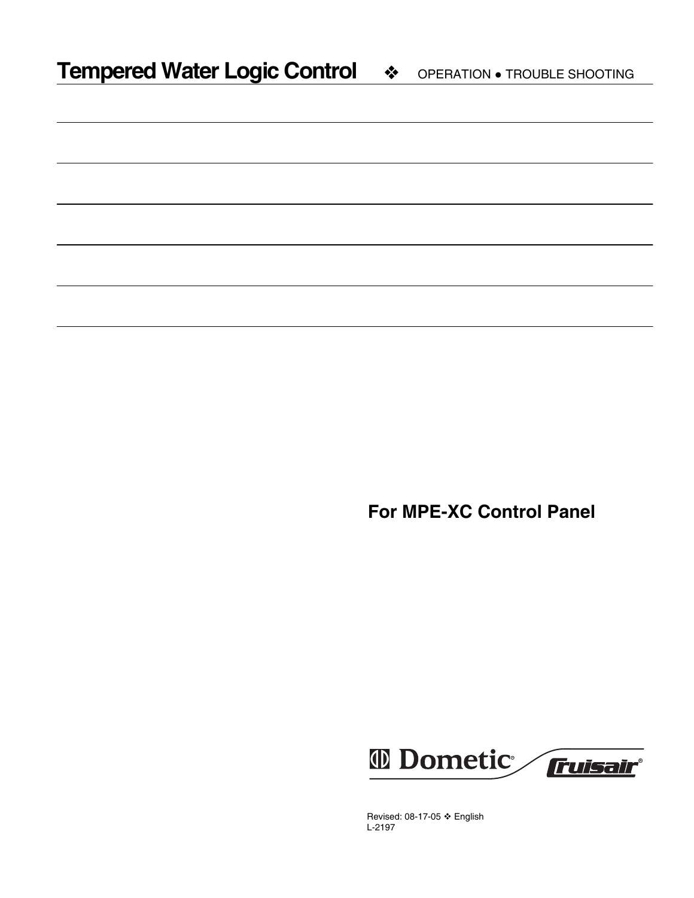# Tempered Water Logic Control ❖ OPERATION ● TROUBLE SHOOTING

## For MPE-XC Control Panel

Dometic® Cruisair®

Revised: 08-17-05 ❖ English
L-2197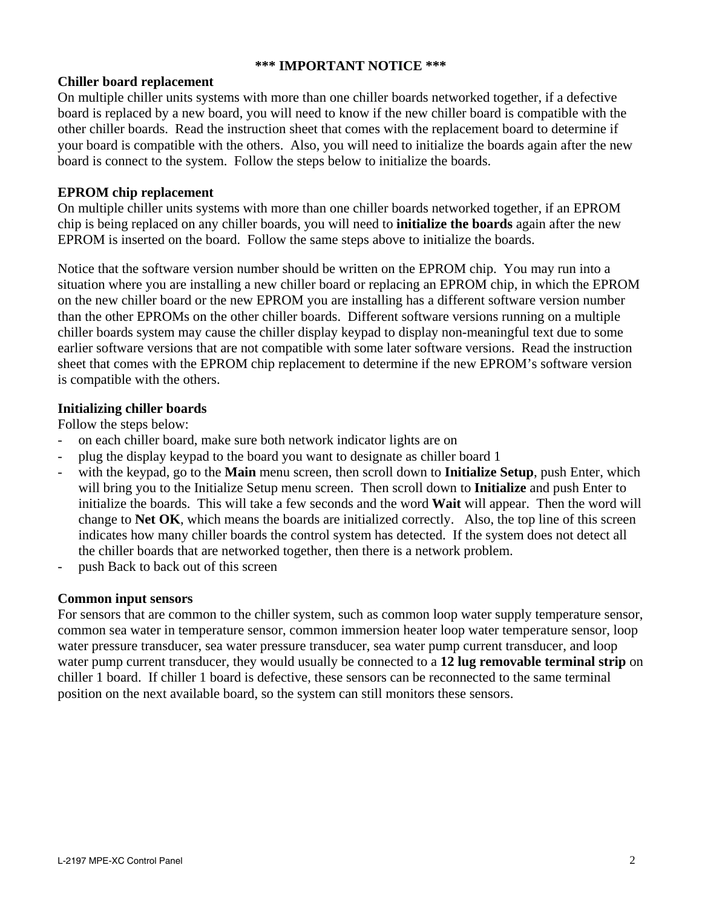**\*\*\* IMPORTANT NOTICE \*\*\***

**Chiller board replacement**

On multiple chiller units systems with more than one chiller boards networked together, if a defective board is replaced by a new board, you will need to know if the new chiller board is compatible with the other chiller boards. Read the instruction sheet that comes with the replacement board to determine if your board is compatible with the others. Also, you will need to initialize the boards again after the new board is connect to the system. Follow the steps below to initialize the boards.

**EPROM chip replacement**

On multiple chiller units systems with more than one chiller boards networked together, if an EPROM chip is being replaced on any chiller boards, you will need to **initialize the boards** again after the new EPROM is inserted on the board. Follow the same steps above to initialize the boards.

Notice that the software version number should be written on the EPROM chip. You may run into a situation where you are installing a new chiller board or replacing an EPROM chip, in which the EPROM on the new chiller board or the new EPROM you are installing has a different software version number than the other EPROMs on the other chiller boards. Different software versions running on a multiple chiller boards system may cause the chiller display keypad to display non-meaningful text due to some earlier software versions that are not compatible with some later software versions. Read the instruction sheet that comes with the EPROM chip replacement to determine if the new EPROM's software version is compatible with the others.

**Initializing chiller boards**

Follow the steps below:

- on each chiller board, make sure both network indicator lights are on
- plug the display keypad to the board you want to designate as chiller board 1
- with the keypad, go to the **Main** menu screen, then scroll down to **Initialize Setup**, push Enter, which will bring you to the Initialize Setup menu screen. Then scroll down to **Initialize** and push Enter to initialize the boards. This will take a few seconds and the word **Wait** will appear. Then the word will change to **Net OK**, which means the boards are initialized correctly. Also, the top line of this screen indicates how many chiller boards the control system has detected. If the system does not detect all the chiller boards that are networked together, then there is a network problem.
- push Back to back out of this screen

**Common input sensors**

For sensors that are common to the chiller system, such as common loop water supply temperature sensor, common sea water in temperature sensor, common immersion heater loop water temperature sensor, loop water pressure transducer, sea water pressure transducer, sea water pump current transducer, and loop water pump current transducer, they would usually be connected to a **12 lug removable terminal strip** on chiller 1 board. If chiller 1 board is defective, these sensors can be reconnected to the same terminal position on the next available board, so the system can still monitors these sensors.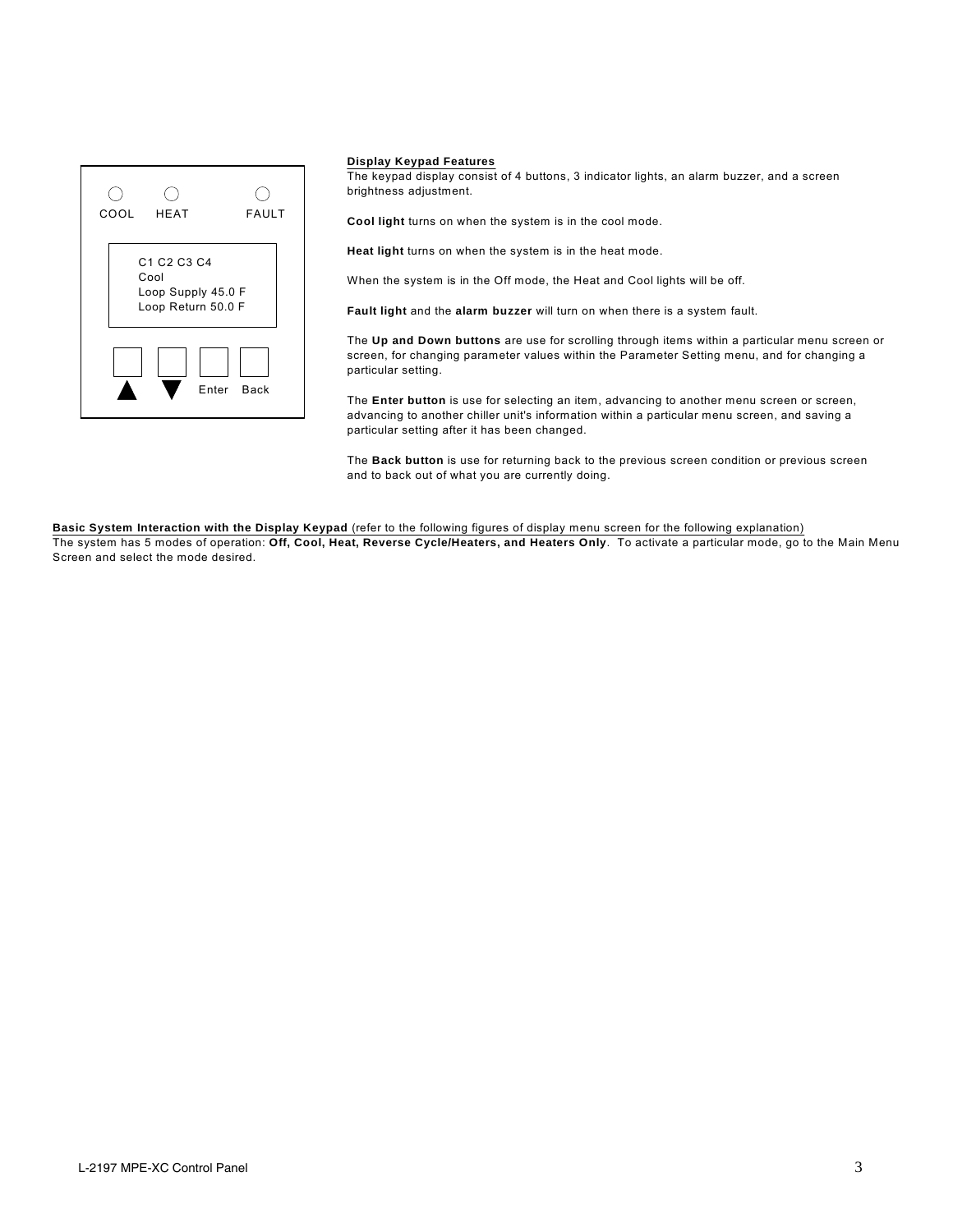COOL HEAT FAULT

C1 C2 C3 C4
Cool
Loop Supply 45.0 F
Loop Return 50.0 F

▲ ▼ Enter Back

**Display Keypad Features**

The keypad display consist of 4 buttons, 3 indicator lights, an alarm buzzer, and a screen brightness adjustment.

**Cool light** turns on when the system is in the cool mode.

**Heat light** turns on when the system is in the heat mode.

When the system is in the Off mode, the Heat and Cool lights will be off.

**Fault light** and the **alarm buzzer** will turn on when there is a system fault.

The **Up and Down buttons** are use for scrolling through items within a particular menu screen or screen, for changing parameter values within the Parameter Setting menu, and for changing a particular setting.

The **Enter button** is use for selecting an item, advancing to another menu screen or screen, advancing to another chiller unit's information within a particular menu screen, and saving a particular setting after it has been changed.

The **Back button** is use for returning back to the previous screen condition or previous screen and to back out of what you are currently doing.

**Basic System Interaction with the Display Keypad** (refer to the following figures of display menu screen for the following explanation)

The system has 5 modes of operation: **Off, Cool, Heat, Reverse Cycle/Heaters, and Heaters Only**. To activate a particular mode, go to the Main Menu Screen and select the mode desired.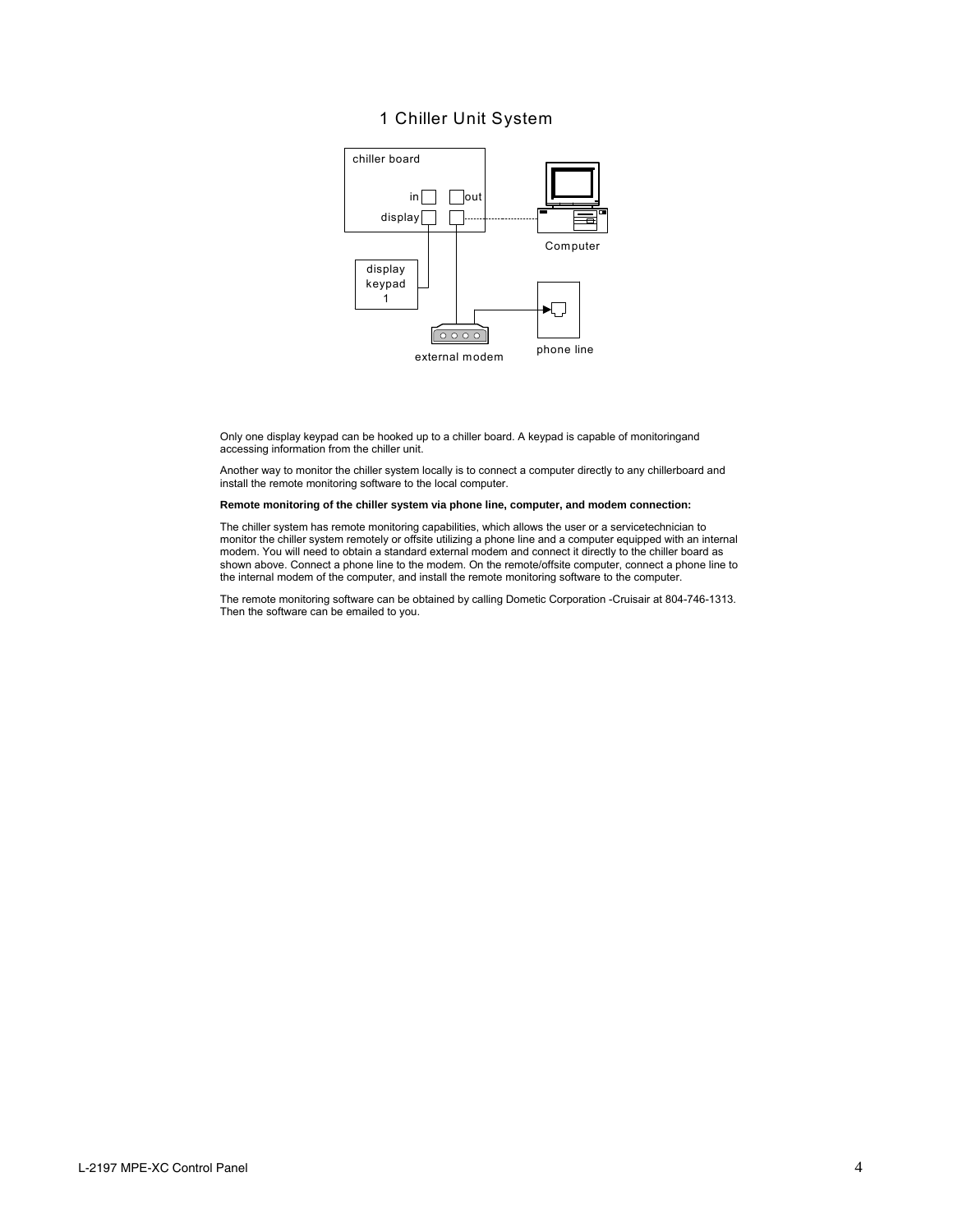# 1 Chiller Unit System

Only one display keypad can be hooked up to a chiller board. A keypad is capable of monitoringand accessing information from the chiller unit.

Another way to monitor the chiller system locally is to connect a computer directly to any chillerboard and install the remote monitoring software to the local computer.

**Remote monitoring of the chiller system via phone line, computer, and modem connection:**

The chiller system has remote monitoring capabilities, which allows the user or a servicetechnician to monitor the chiller system remotely or offsite utilizing a phone line and a computer equipped with an internal modem. You will need to obtain a standard external modem and connect it directly to the chiller board as shown above. Connect a phone line to the modem. On the remote/offsite computer, connect a phone line to the internal modem of the computer, and install the remote monitoring software to the computer.

The remote monitoring software can be obtained by calling Dometic Corporation -Cruisair at 804-746-1313. Then the software can be emailed to you.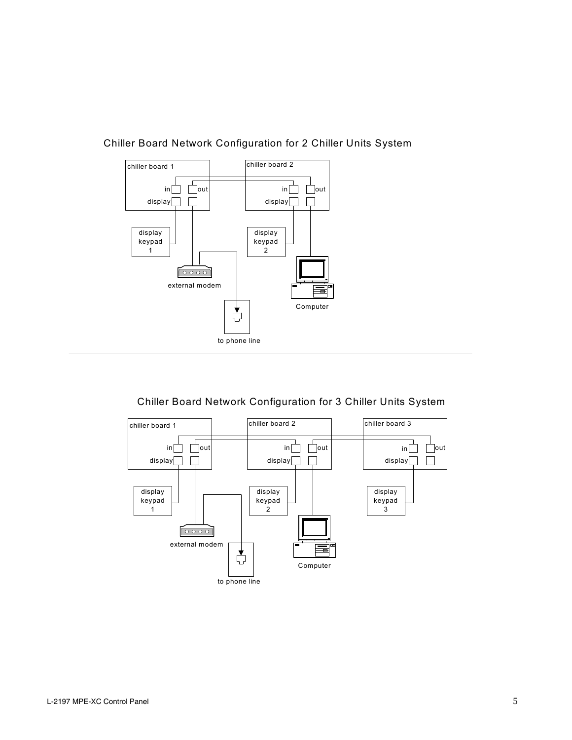## Chiller Board Network Configuration for 2 Chiller Units System

chiller board 1

in out

display

chiller board 2

in out

display

display keypad 1

display keypad 2

external modem

Computer

to phone line

---

## Chiller Board Network Configuration for 3 Chiller Units System

chiller board 1

in out

display

chiller board 2

in out

display

chiller board 3

in out

display

display keypad 1

display keypad 2

display keypad 3

external modem

Computer

to phone line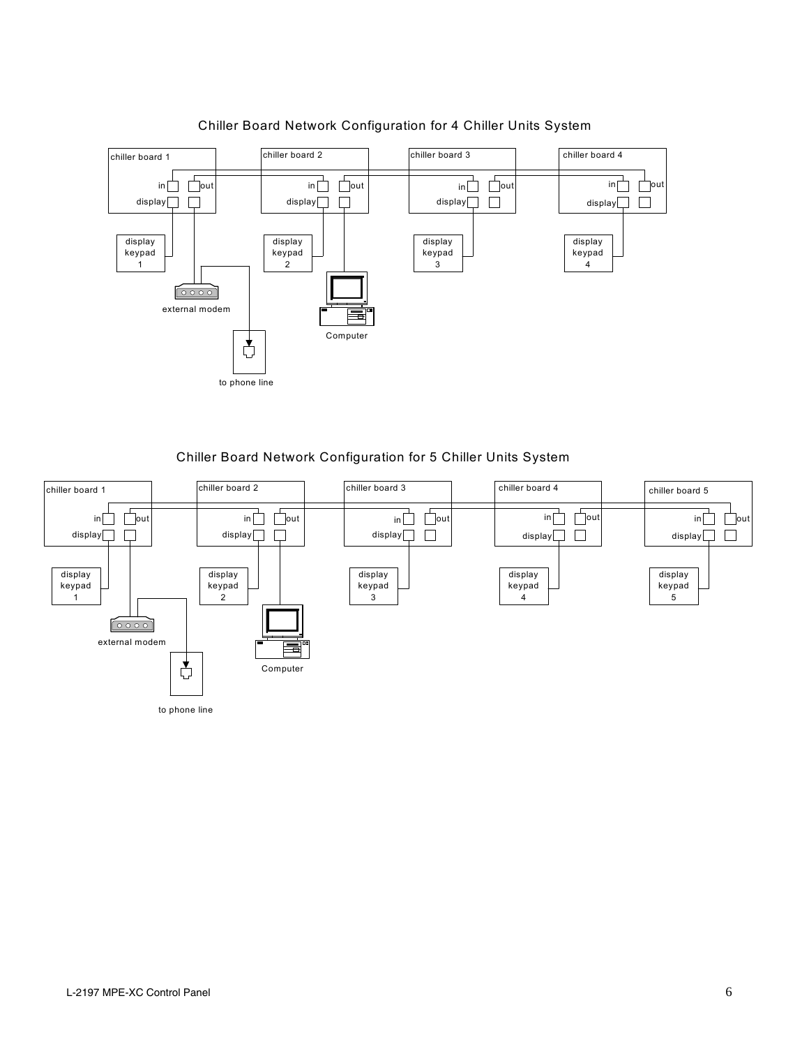## Chiller Board Network Configuration for 4 Chiller Units System

chiller board 1, chiller board 2, chiller board 3, chiller board 4

in, out, display

display keypad 1, display keypad 2, display keypad 3, display keypad 4

external modem

to phone line

Computer

## Chiller Board Network Configuration for 5 Chiller Units System

chiller board 1, chiller board 2, chiller board 3, chiller board 4, chiller board 5

in, out, display

display keypad 1, display keypad 2, display keypad 3, display keypad 4, display keypad 5

external modem

to phone line

Computer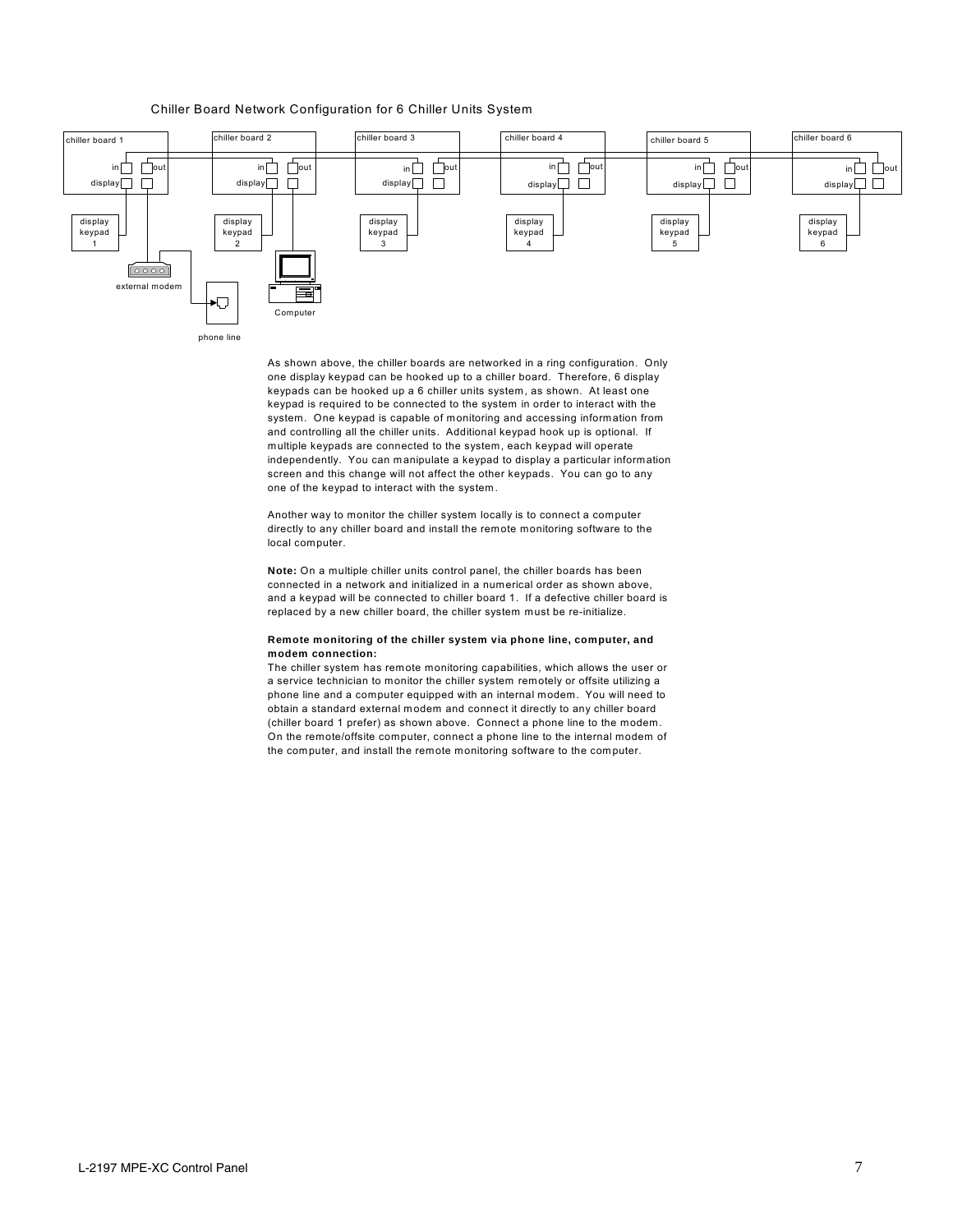Chiller Board Network Configuration for 6 Chiller Units System

As shown above, the chiller boards are networked in a ring configuration. Only one display keypad can be hooked up to a chiller board. Therefore, 6 display keypads can be hooked up a 6 chiller units system, as shown. At least one keypad is required to be connected to the system in order to interact with the system. One keypad is capable of monitoring and accessing information from and controlling all the chiller units. Additional keypad hook up is optional. If multiple keypads are connected to the system, each keypad will operate independently. You can manipulate a keypad to display a particular information screen and this change will not affect the other keypads. You can go to any one of the keypad to interact with the system.

Another way to monitor the chiller system locally is to connect a computer directly to any chiller board and install the remote monitoring software to the local computer.

**Note:** On a multiple chiller units control panel, the chiller boards has been connected in a network and initialized in a numerical order as shown above, and a keypad will be connected to chiller board 1. If a defective chiller board is replaced by a new chiller board, the chiller system must be re-initialize.

**Remote monitoring of the chiller system via phone line, computer, and modem connection:**

The chiller system has remote monitoring capabilities, which allows the user or a service technician to monitor the chiller system remotely or offsite utilizing a phone line and a computer equipped with an internal modem. You will need to obtain a standard external modem and connect it directly to any chiller board (chiller board 1 prefer) as shown above. Connect a phone line to the modem. On the remote/offsite computer, connect a phone line to the internal modem of the computer, and install the remote monitoring software to the computer.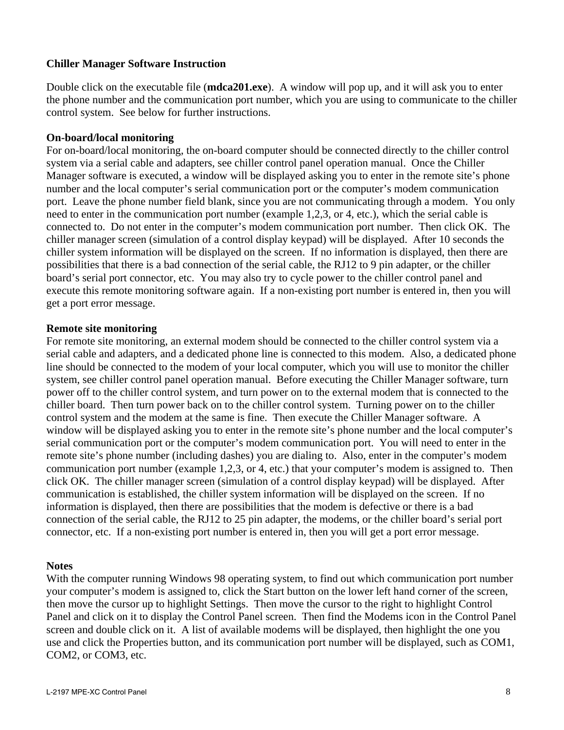**Chiller Manager Software Instruction**

Double click on the executable file (**mdca201.exe**). A window will pop up, and it will ask you to enter the phone number and the communication port number, which you are using to communicate to the chiller control system. See below for further instructions.

**On-board/local monitoring**
For on-board/local monitoring, the on-board computer should be connected directly to the chiller control system via a serial cable and adapters, see chiller control panel operation manual. Once the Chiller Manager software is executed, a window will be displayed asking you to enter in the remote site's phone number and the local computer's serial communication port or the computer's modem communication port. Leave the phone number field blank, since you are not communicating through a modem. You only need to enter in the communication port number (example 1,2,3, or 4, etc.), which the serial cable is connected to. Do not enter in the computer's modem communication port number. Then click OK. The chiller manager screen (simulation of a control display keypad) will be displayed. After 10 seconds the chiller system information will be displayed on the screen. If no information is displayed, then there are possibilities that there is a bad connection of the serial cable, the RJ12 to 9 pin adapter, or the chiller board's serial port connector, etc. You may also try to cycle power to the chiller control panel and execute this remote monitoring software again. If a non-existing port number is entered in, then you will get a port error message.

**Remote site monitoring**
For remote site monitoring, an external modem should be connected to the chiller control system via a serial cable and adapters, and a dedicated phone line is connected to this modem. Also, a dedicated phone line should be connected to the modem of your local computer, which you will use to monitor the chiller system, see chiller control panel operation manual. Before executing the Chiller Manager software, turn power off to the chiller control system, and turn power on to the external modem that is connected to the chiller board. Then turn power back on to the chiller control system. Turning power on to the chiller control system and the modem at the same is fine. Then execute the Chiller Manager software. A window will be displayed asking you to enter in the remote site's phone number and the local computer's serial communication port or the computer's modem communication port. You will need to enter in the remote site's phone number (including dashes) you are dialing to. Also, enter in the computer's modem communication port number (example 1,2,3, or 4, etc.) that your computer's modem is assigned to. Then click OK. The chiller manager screen (simulation of a control display keypad) will be displayed. After communication is established, the chiller system information will be displayed on the screen. If no information is displayed, then there are possibilities that the modem is defective or there is a bad connection of the serial cable, the RJ12 to 25 pin adapter, the modems, or the chiller board's serial port connector, etc. If a non-existing port number is entered in, then you will get a port error message.

**Notes**
With the computer running Windows 98 operating system, to find out which communication port number your computer's modem is assigned to, click the Start button on the lower left hand corner of the screen, then move the cursor up to highlight Settings. Then move the cursor to the right to highlight Control Panel and click on it to display the Control Panel screen. Then find the Modems icon in the Control Panel screen and double click on it. A list of available modems will be displayed, then highlight the one you use and click the Properties button, and its communication port number will be displayed, such as COM1, COM2, or COM3, etc.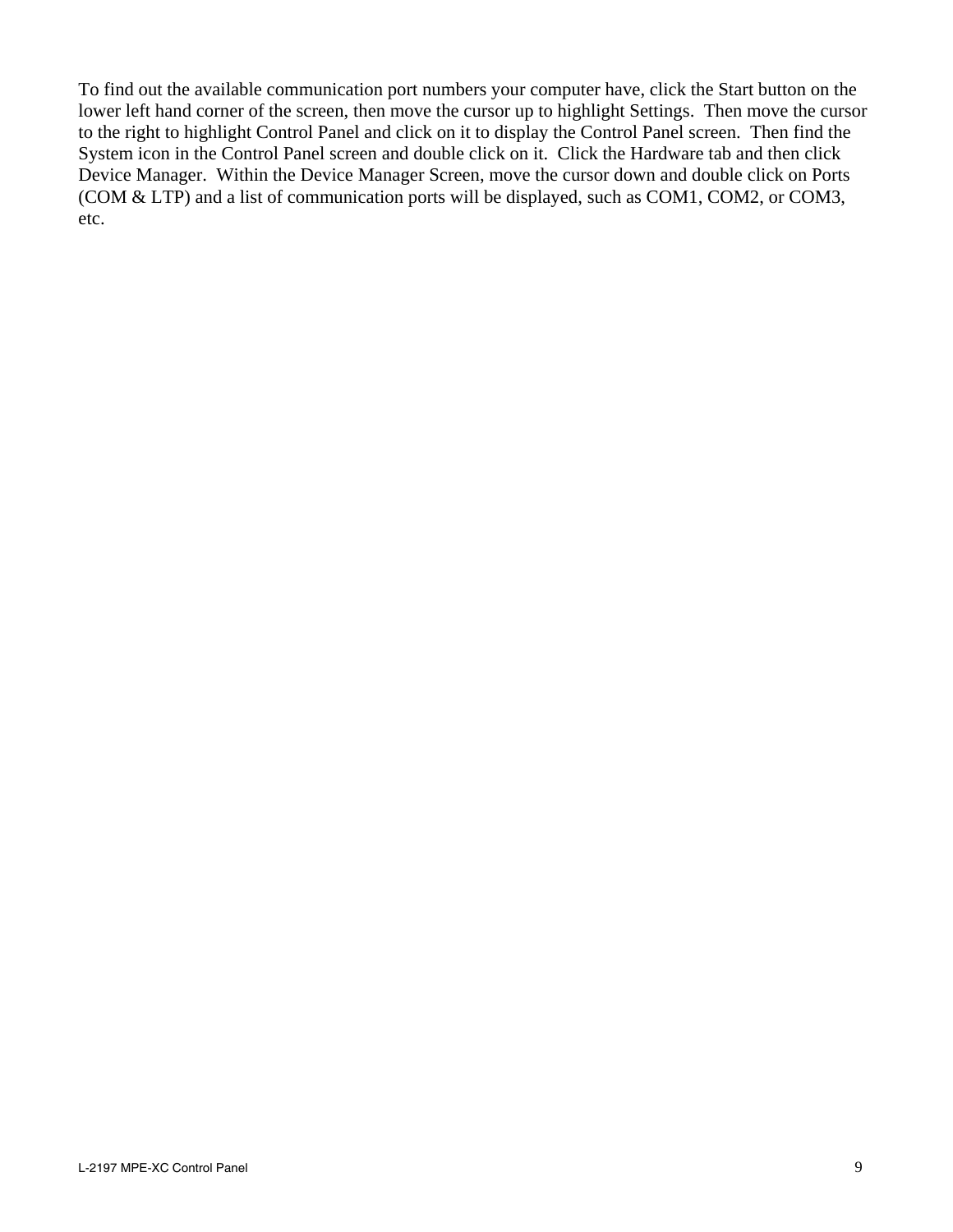To find out the available communication port numbers your computer have, click the Start button on the lower left hand corner of the screen, then move the cursor up to highlight Settings. Then move the cursor to the right to highlight Control Panel and click on it to display the Control Panel screen. Then find the System icon in the Control Panel screen and double click on it. Click the Hardware tab and then click Device Manager. Within the Device Manager Screen, move the cursor down and double click on Ports (COM & LTP) and a list of communication ports will be displayed, such as COM1, COM2, or COM3, etc.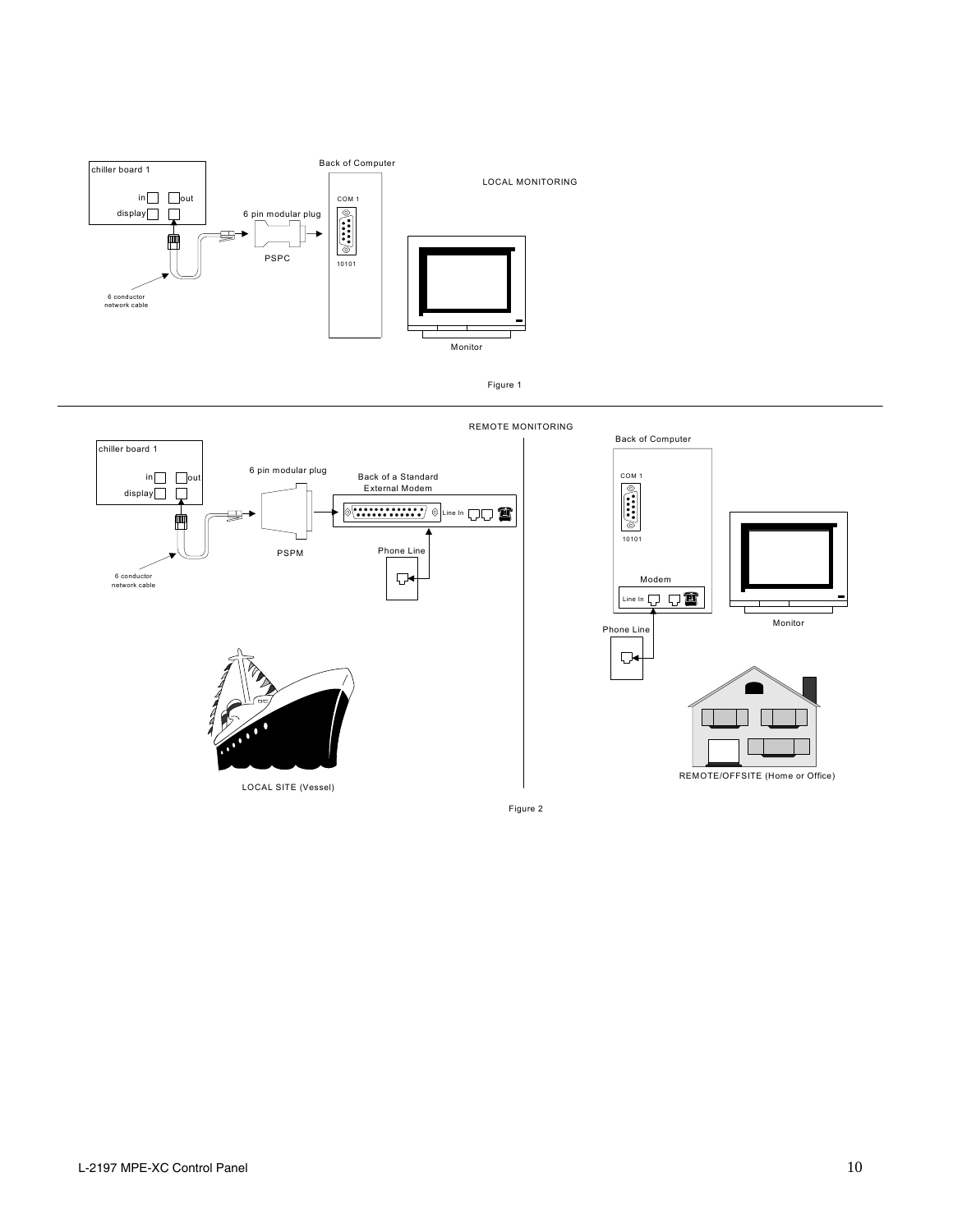Back of Computer

LOCAL MONITORING

chiller board 1

in out

display

COM 1

6 pin modular plug

PSPC

10101

6 conductor network cable

Monitor

Figure 1

REMOTE MONITORING

Back of Computer

chiller board 1

in out

display

6 pin modular plug

Back of a Standard External Modem

Line In

COM 1

PSPM

Phone Line

10101

6 conductor network cable

Modem

Line In

Phone Line

Monitor

LOCAL SITE (Vessel)

REMOTE/OFFSITE (Home or Office)

Figure 2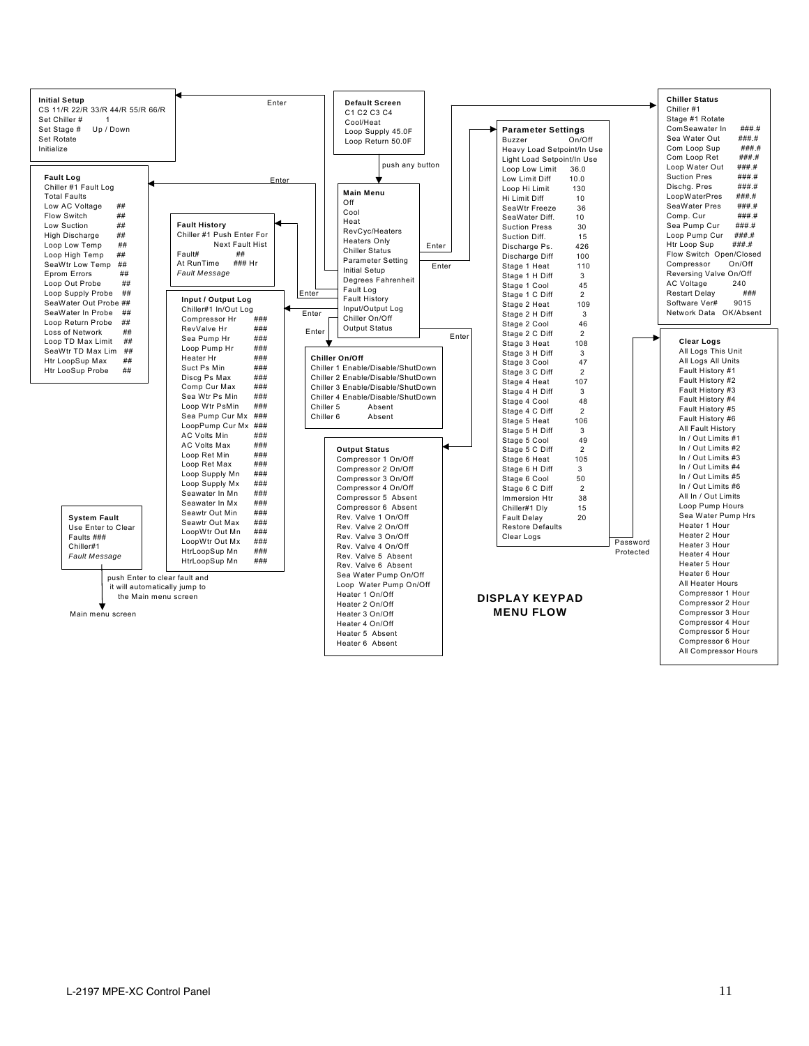# DISPLAY KEYPAD MENU FLOW

**Initial Setup**
CS 11/R 22/R 33/R 44/R 55/R 66/R
Set Chiller # 1
Set Stage # Up / Down
Set Rotate
Initialize

**Default Screen**
C1 C2 C3 C4
Cool/Heat
Loop Supply 45.0F
Loop Return 50.0F

push any button

**Main Menu**
Off
Cool
Heat
RevCyc/Heaters
Heaters Only
Chiller Status
Parameter Setting
Initial Setup
Degrees Fahrenheit
Fault Log
Fault History
Input/Output Log
Chiller On/Off
Output Status

**Chiller Status**
Chiller #1
Stage #1 Rotate
ComSeawater In ###.#
Sea Water Out ###.#
Com Loop Sup ###.#
Com Loop Ret ###.#
Loop Water Out ###.#
Suction Pres ###.#
Dischg. Pres ###.#
LoopWaterPres ###.#
SeaWater Pres ###.#
Comp. Cur ###.#
Sea Pump Cur ###.#
Loop Pump Cur ###.#
Htr Loop Sup ###.#
Flow Switch Open/Closed
Compressor On/Off
Reversing Valve On/Off
AC Voltage 240
Restart Delay ###
Software Ver# 9015
Network Data OK/Absent

**Parameter Settings**
Buzzer On/Off
Heavy Load Setpoint/In Use
Light Load Setpoint/In Use
Loop Low Limit 36.0
Low Limit Diff 10.0
Loop Hi Limit 130
Hi Limit Diff 10
SeaWtr Freeze 36
SeaWater Diff. 10
Suction Press 30
Suction Diff. 15
Discharge Ps. 426
Discharge Diff 100
Stage 1 Heat 110
Stage 1 H Diff 3
Stage 1 Cool 45
Stage 1 C Diff 2
Stage 2 Heat 109
Stage 2 H Diff 3
Stage 2 Cool 46
Stage 2 C Diff 2
Stage 3 Heat 108
Stage 3 H Diff 3
Stage 3 Cool 47
Stage 3 C Diff 2
Stage 4 Heat 107
Stage 4 H Diff 3
Stage 4 Cool 48
Stage 4 C Diff 2
Stage 5 Heat 106
Stage 5 H Diff 3
Stage 5 Cool 49
Stage 5 C Diff 2
Stage 6 Heat 105
Stage 6 H Diff 3
Stage 6 Cool 50
Stage 6 C Diff 2
Immersion Htr 38
Chiller#1 Dly 15
Fault Delay 20
Restore Defaults
Clear Logs

Password Protected

**Clear Logs**
All Logs This Unit
All Logs All Units
Fault History #1
Fault History #2
Fault History #3
Fault History #4
Fault History #5
Fault History #6
All Fault History
In / Out Limits #1
In / Out Limits #2
In / Out Limits #3
In / Out Limits #4
In / Out Limits #5
In / Out Limits #6
All In / Out Limits
Loop Pump Hours
Sea Water Pump Hrs
Heater 1 Hour
Heater 2 Hour
Heater 3 Hour
Heater 4 Hour
Heater 5 Hour
Heater 6 Hour
All Heater Hours
Compressor 1 Hour
Compressor 2 Hour
Compressor 3 Hour
Compressor 4 Hour
Compressor 5 Hour
Compressor 6 Hour
All Compressor Hours

**Fault Log**
Chiller #1 Fault Log
Total Faults
Low AC Voltage ##
Flow Switch ##
Low Suction ##
High Discharge ##
Loop Low Temp ##
Loop High Temp ##
SeaWtr Low Temp ##
Eprom Errors ##
Loop Out Probe ##
Loop Supply Probe ##
SeaWater Out Probe ##
SeaWater In Probe ##
Loop Return Probe ##
Loss of Network ##
Loop TD Max Limit ##
SeaWtr TD Max Lim ##
Htr LoopSup Max ##
Htr LooSup Probe ##

**Fault History**
Chiller #1 Push Enter For Next Fault Hist
Fault# ##
At RunTime ### Hr
*Fault Message*

**Input / Output Log**
Chiller#1 In/Out Log
Compressor Hr ###
RevValve Hr ###
Sea Pump Hr ###
Loop Pump Hr ###
Heater Hr ###
Suct Ps Min ###
Discg Ps Max ###
Comp Cur Max ###
Sea Wtr Ps Min ###
Loop Wtr PsMin ###
Sea Pump Cur Mx ###
LoopPump Cur Mx ###
AC Volts Min ###
AC Volts Max ###
Loop Ret Min ###
Loop Ret Max ###
Loop Supply Mn ###
Loop Supply Mx ###
Seawater In Mn ###
Seawater In Mx ###
Seawtr Out Min ###
Seawtr Out Max ###
LoopWtr Out Mn ###
LoopWtr Out Mx ###
HtrLoopSup Mn ###
HtrLoopSup Mn ###

**Chiller On/Off**
Chiller 1 Enable/Disable/ShutDown
Chiller 2 Enable/Disable/ShutDown
Chiller 3 Enable/Disable/ShutDown
Chiller 4 Enable/Disable/ShutDown
Chiller 5 Absent
Chiller 6 Absent

**Output Status**
Compressor 1 On/Off
Compressor 2 On/Off
Compressor 3 On/Off
Compressor 4 On/Off
Compressor 5 Absent
Compressor 6 Absent
Rev. Valve 1 On/Off
Rev. Valve 2 On/Off
Rev. Valve 3 On/Off
Rev. Valve 4 On/Off
Rev. Valve 5 Absent
Rev. Valve 6 Absent
Sea Water Pump On/Off
Loop Water Pump On/Off
Heater 1 On/Off
Heater 2 On/Off
Heater 3 On/Off
Heater 4 On/Off
Heater 5 Absent
Heater 6 Absent

**System Fault**
Use Enter to Clear
Faults ###
Chiller#1
*Fault Message*

push Enter to clear fault and it will automatically jump to the Main menu screen

Main menu screen

L-2197 MPE-XC Control Panel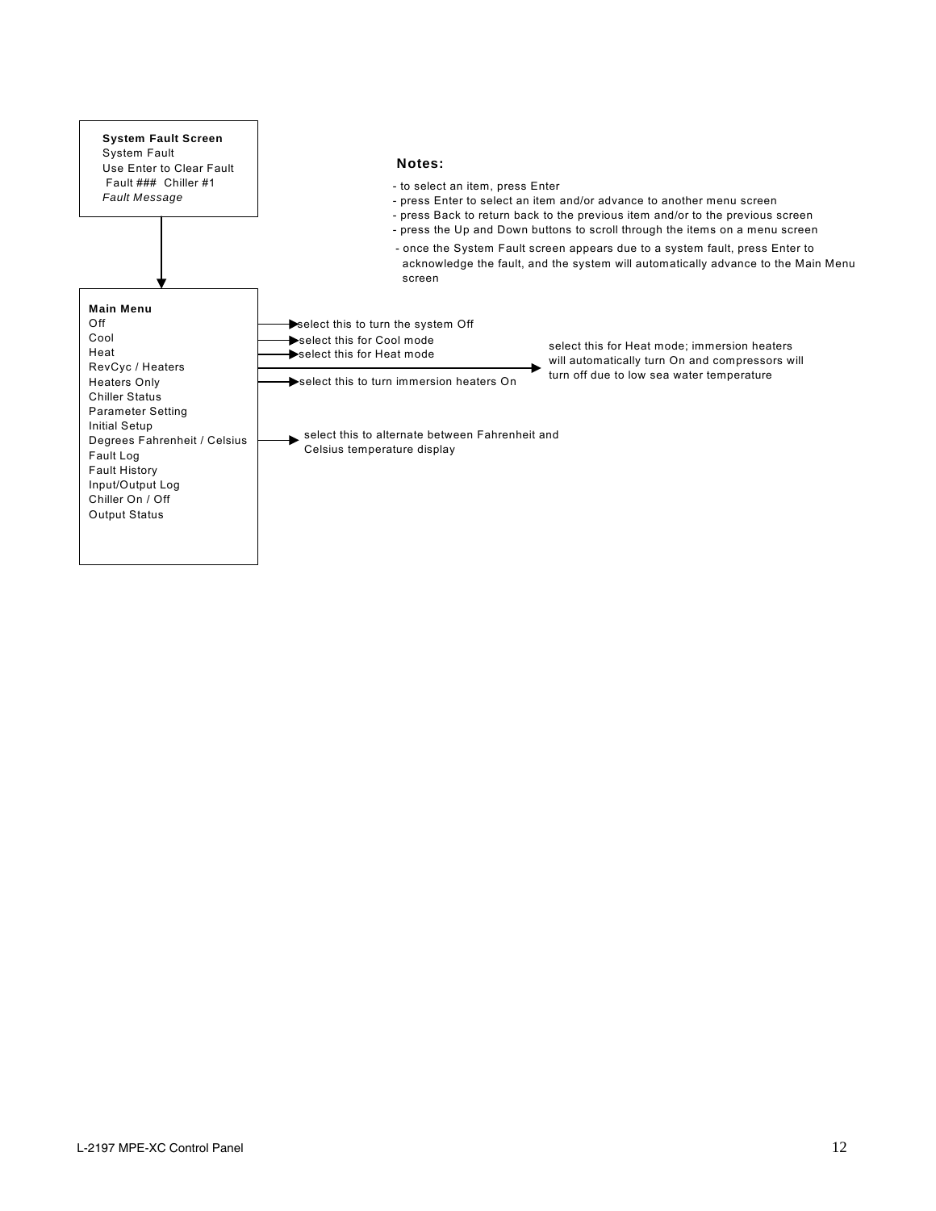**System Fault Screen**
System Fault
Use Enter to Clear Fault
Fault ### Chiller #1
*Fault Message*

**Notes:**

- to select an item, press Enter
- press Enter to select an item and/or advance to another menu screen
- press Back to return back to the previous item and/or to the previous screen
- press the Up and Down buttons to scroll through the items on a menu screen
- once the System Fault screen appears due to a system fault, press Enter to acknowledge the fault, and the system will automatically advance to the Main Menu screen

**Main Menu**

- Off → select this to turn the system Off
- Cool → select this for Cool mode
- Heat → select this for Heat mode
- RevCyc / Heaters → select this for Heat mode; immersion heaters will automatically turn On and compressors will turn off due to low sea water temperature
- Heaters Only → select this to turn immersion heaters On
- Chiller Status
- Parameter Setting
- Initial Setup
- Degrees Fahrenheit / Celsius → select this to alternate between Fahrenheit and Celsius temperature display
- Fault Log
- Fault History
- Input/Output Log
- Chiller On / Off
- Output Status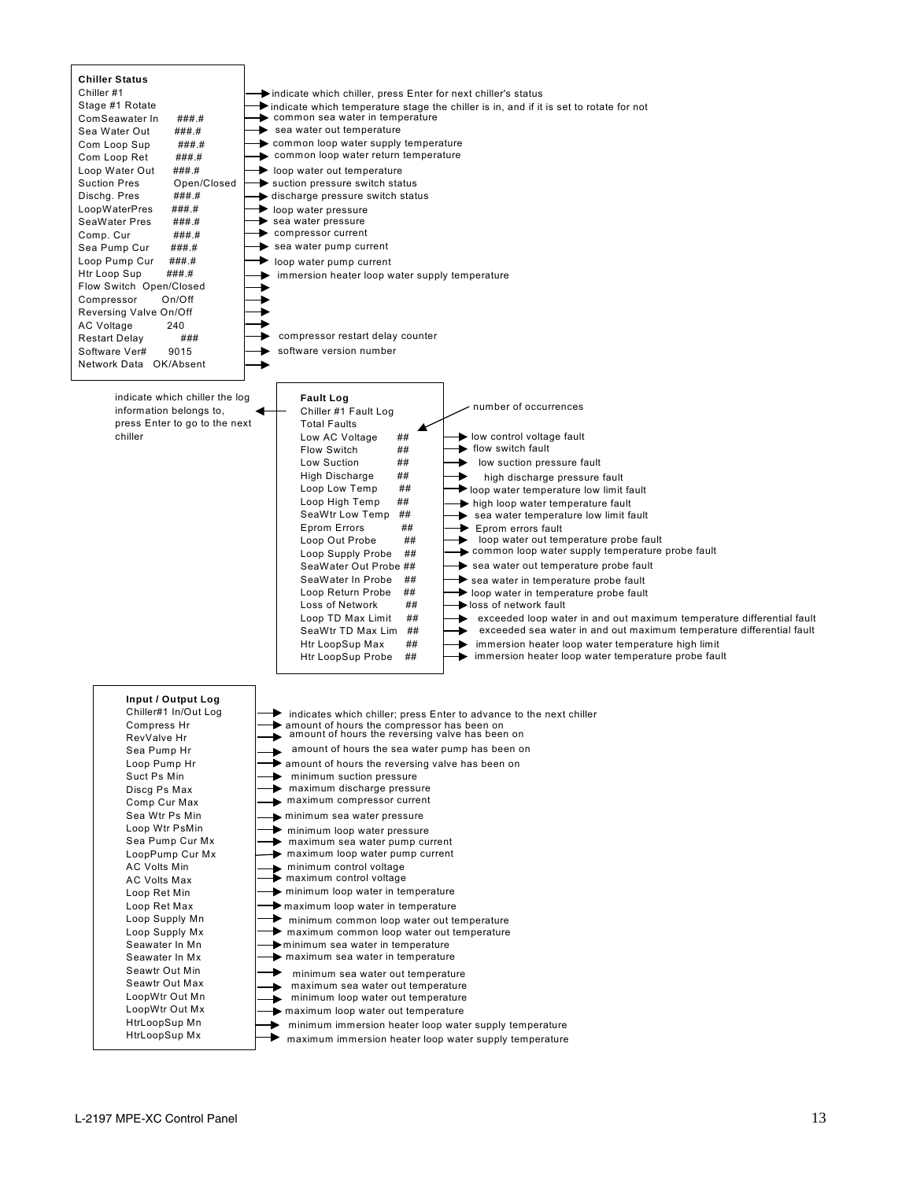## Chiller Status

| Display | Description |
|---|---|
| Chiller #1 | indicate which chiller, press Enter for next chiller's status |
| Stage #1 Rotate | indicate which temperature stage the chiller is in, and if it is set to rotate for not |
| ComSeawater In ###.# | common sea water in temperature |
| Sea Water Out ###.# | sea water out temperature |
| Com Loop Sup ###.# | common loop water supply temperature |
| Com Loop Ret ###.# | common loop water return temperature |
| Loop Water Out ###.# | loop water out temperature |
| Suction Pres Open/Closed | suction pressure switch status |
| Dischg. Pres ###.# | discharge pressure switch status |
| LoopWaterPres ###.# | loop water pressure |
| SeaWater Pres ###.# | sea water pressure |
| Comp. Cur ###.# | compressor current |
| Sea Pump Cur ###.# | sea water pump current |
| Loop Pump Cur ###.# | loop water pump current |
| Htr Loop Sup ###.# | immersion heater loop water supply temperature |
| Flow Switch Open/Closed | |
| Compressor On/Off | |
| Reversing Valve On/Off | |
| AC Voltage 240 | |
| Restart Delay ### | compressor restart delay counter |
| Software Ver# 9015 | software version number |
| Network Data OK/Absent | |

## Fault Log

Chiller #1 Fault Log — indicate which chiller the log information belongs to, press Enter to go to the next chiller

Total Faults — number of occurrences

| Display | Description |
|---|---|
| Low AC Voltage ## | low control voltage fault |
| Flow Switch ## | flow switch fault |
| Low Suction ## | low suction pressure fault |
| High Discharge ## | high discharge pressure fault |
| Loop Low Temp ## | loop water temperature low limit fault |
| Loop High Temp ## | high loop water temperature fault |
| SeaWtr Low Temp ## | sea water temperature low limit fault |
| Eprom Errors ## | Eprom errors fault |
| Loop Out Probe ## | loop water out temperature probe fault |
| Loop Supply Probe ## | common loop water supply temperature probe fault |
| SeaWater Out Probe ## | sea water out temperature probe fault |
| SeaWater In Probe ## | sea water in temperature probe fault |
| Loop Return Probe ## | loop water in temperature probe fault |
| Loss of Network ## | loss of network fault |
| Loop TD Max Limit ## | exceeded loop water in and out maximum temperature differential fault |
| SeaWtr TD Max Lim ## | exceeded sea water in and out maximum temperature differential fault |
| Htr LoopSup Max ## | immersion heater loop water temperature high limit |
| Htr LoopSup Probe ## | immersion heater loop water temperature probe fault |

## Input / Output Log

| Display | Description |
|---|---|
| Chiller#1 In/Out Log | indicates which chiller; press Enter to advance to the next chiller |
| Compress Hr | amount of hours the compressor has been on |
| RevValve Hr | amount of hours the reversing valve has been on |
| Sea Pump Hr | amount of hours the sea water pump has been on |
| Loop Pump Hr | amount of hours the reversing valve has been on |
| Suct Ps Min | minimum suction pressure |
| Discg Ps Max | maximum discharge pressure |
| Comp Cur Max | maximum compressor current |
| Sea Wtr Ps Min | minimum sea water pressure |
| Loop Wtr PsMin | minimum loop water pressure |
| Sea Pump Cur Mx | maximum sea water pump current |
| LoopPump Cur Mx | maximum loop water pump current |
| AC Volts Min | minimum control voltage |
| AC Volts Max | maximum control voltage |
| Loop Ret Min | minimum loop water in temperature |
| Loop Ret Max | maximum loop water in temperature |
| Loop Supply Mn | minimum common loop water out temperature |
| Loop Supply Mx | maximum common loop water out temperature |
| Seawater In Mn | minimum sea water in temperature |
| Seawater In Mx | maximum sea water in temperature |
| Seawtr Out Min | minimum sea water out temperature |
| Seawtr Out Max | maximum sea water out temperature |
| LoopWtr Out Mn | minimum loop water out temperature |
| LoopWtr Out Mx | maximum loop water out temperature |
| HtrLoopSup Mn | minimum immersion heater loop water supply temperature |
| HtrLoopSup Mx | maximum immersion heater loop water supply temperature |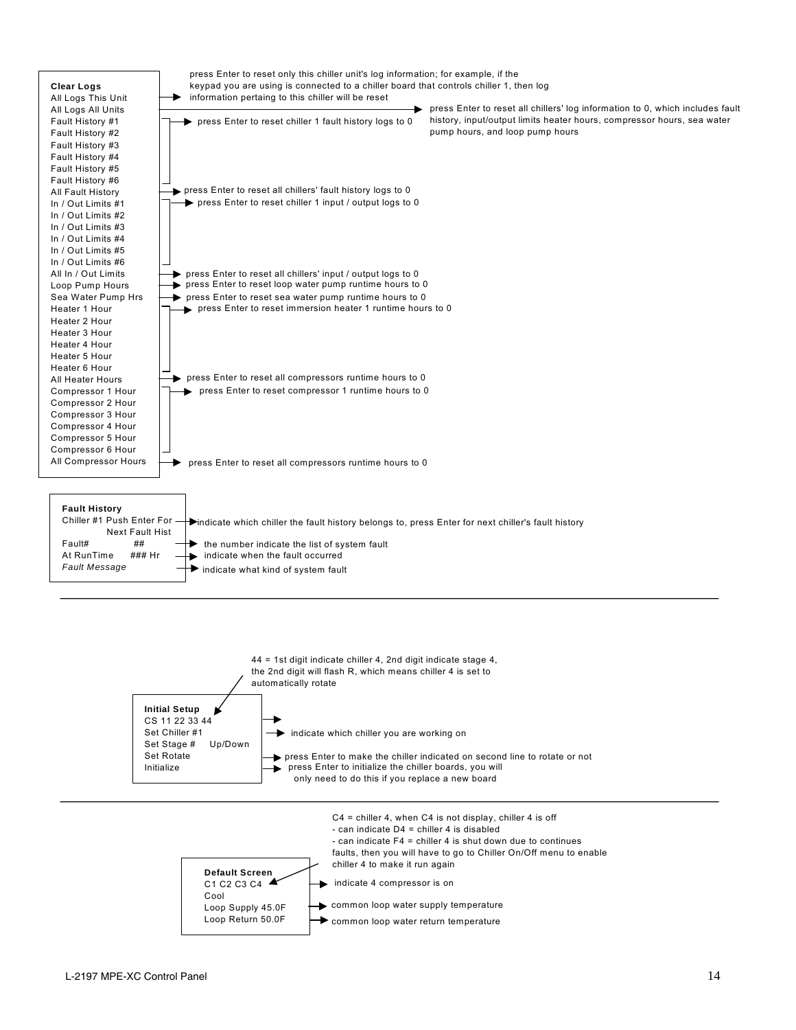**Clear Logs**

| Menu Item | Description |
|---|---|
| All Logs This Unit | press Enter to reset only this chiller unit's log information; for example, if the keypad you are using is connected to a chiller board that controls chiller 1, then log information pertaing to this chiller will be reset |
| All Logs All Units | press Enter to reset all chillers' log information to 0, which includes fault history, input/output limits heater hours, compressor hours, sea water pump hours, and loop pump hours |
| Fault History #1 – Fault History #6 | press Enter to reset chiller 1 fault history logs to 0 |
| All Fault History | press Enter to reset all chillers' fault history logs to 0 |
| In / Out Limits #1 – In / Out Limits #6 | press Enter to reset chiller 1 input / output logs to 0 |
| All In / Out Limits | press Enter to reset all chillers' input / output logs to 0 |
| Loop Pump Hours | press Enter to reset loop water pump runtime hours to 0 |
| Sea Water Pump Hrs | press Enter to reset sea water pump runtime hours to 0 |
| Heater 1 Hour – Heater 6 Hour | press Enter to reset immersion heater 1 runtime hours to 0 |
| All Heater Hours | press Enter to reset all compressors runtime hours to 0 |
| Compressor 1 Hour – Compressor 6 Hour | press Enter to reset compressor 1 runtime hours to 0 |
| All Compressor Hours | press Enter to reset all compressors runtime hours to 0 |

**Fault History**

| Display | Description |
|---|---|
| Chiller #1 Push Enter For Next Fault Hist | indicate which chiller the fault history belongs to, press Enter for next chiller's fault history |
| Fault# ## | the number indicate the list of system fault |
| At RunTime ### Hr | indicate when the fault occurred |
| *Fault Message* | indicate what kind of system fault |

---

**Initial Setup**

| Display | Description |
|---|---|
| CS 11 22 33 44 | 44 = 1st digit indicate chiller 4, 2nd digit indicate stage 4, the 2nd digit will flash R, which means chiller 4 is set to automatically rotate |
| Set Chiller #1 | indicate which chiller you are working on |
| Set Stage # Up/Down | |
| Set Rotate | press Enter to make the chiller indicated on second line to rotate or not |
| Initialize | press Enter to initialize the chiller boards, you will only need to do this if you replace a new board |

---

**Default Screen**

| Display | Description |
|---|---|
| C1 C2 C3 C4 | indicate 4 compressor is on. C4 = chiller 4, when C4 is not display, chiller 4 is off<br>- can indicate D4 = chiller 4 is disabled<br>- can indicate F4 = chiller 4 is shut down due to continues faults, then you will have to go to Chiller On/Off menu to enable chiller 4 to make it run again |
| Cool | |
| Loop Supply 45.0F | common loop water supply temperature |
| Loop Return 50.0F | common loop water return temperature |

L-2197 MPE-XC Control Panel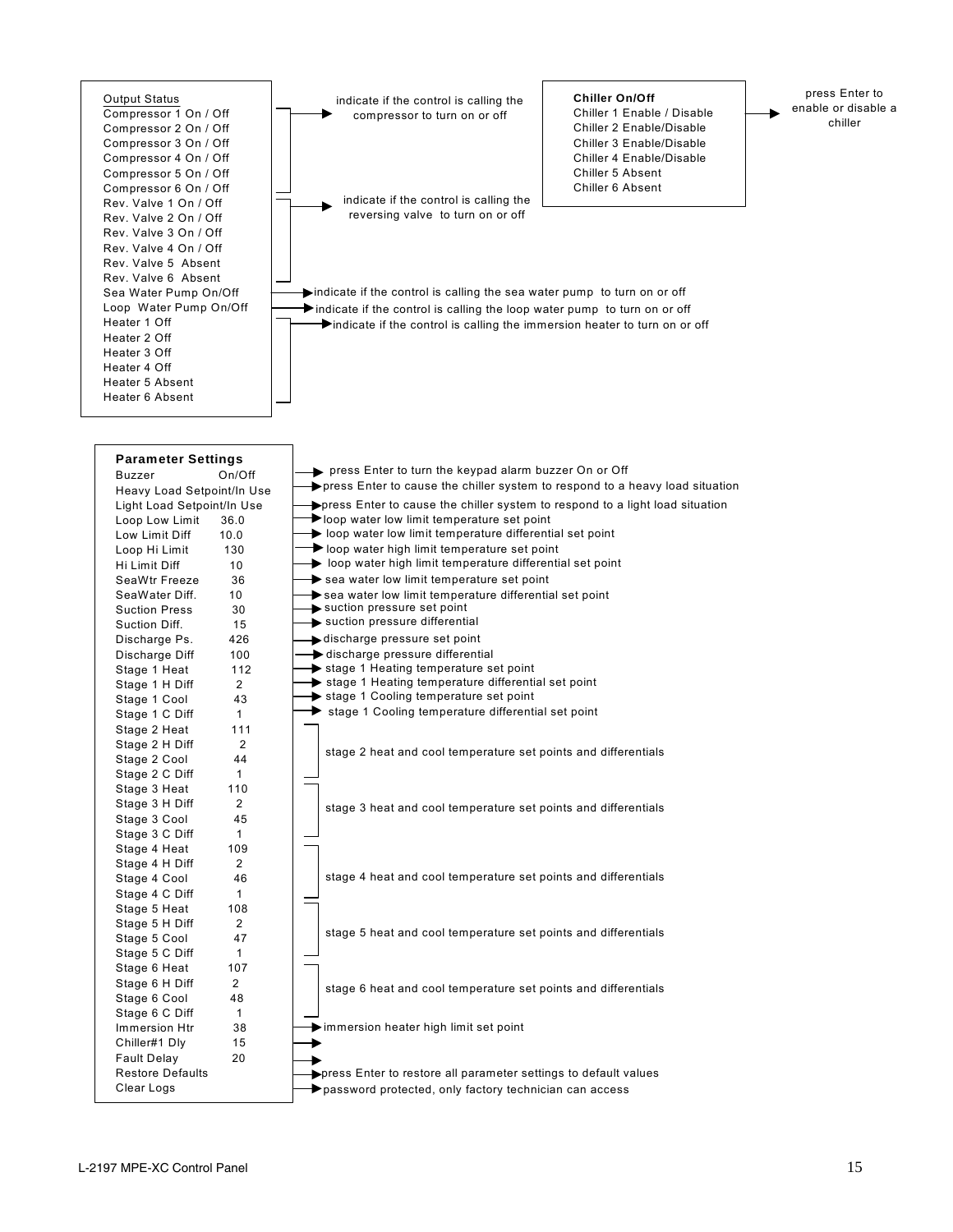**Output Status**

| Item | Description |
|---|---|
| Compressor 1 On / Off | indicate if the control is calling the compressor to turn on or off |
| Compressor 2 On / Off | |
| Compressor 3 On / Off | |
| Compressor 4 On / Off | |
| Compressor 5 On / Off | |
| Compressor 6 On / Off | |
| Rev. Valve 1 On / Off | indicate if the control is calling the reversing valve to turn on or off |
| Rev. Valve 2 On / Off | |
| Rev. Valve 3 On / Off | |
| Rev. Valve 4 On / Off | |
| Rev. Valve 5 Absent | |
| Rev. Valve 6 Absent | |
| Sea Water Pump On/Off | indicate if the control is calling the sea water pump to turn on or off |
| Loop Water Pump On/Off | indicate if the control is calling the loop water pump to turn on or off |
| Heater 1 Off | indicate if the control is calling the immersion heater to turn on or off |
| Heater 2 Off | |
| Heater 3 Off | |
| Heater 4 Off | |
| Heater 5 Absent | |
| Heater 6 Absent | |

**Chiller On/Off**

| Item | Description |
|---|---|
| Chiller 1 Enable / Disable | press Enter to enable or disable a chiller |
| Chiller 2 Enable/Disable | |
| Chiller 3 Enable/Disable | |
| Chiller 4 Enable/Disable | |
| Chiller 5 Absent | |
| Chiller 6 Absent | |

**Parameter Settings**

| Parameter | Value | Description |
|---|---|---|
| Buzzer | On/Off | press Enter to turn the keypad alarm buzzer On or Off |
| Heavy Load Setpoint/In Use | | press Enter to cause the chiller system to respond to a heavy load situation |
| Light Load Setpoint/In Use | | press Enter to cause the chiller system to respond to a light load situation |
| Loop Low Limit | 36.0 | loop water low limit temperature set point |
| Low Limit Diff | 10.0 | loop water low limit temperature differential set point |
| Loop Hi Limit | 130 | loop water high limit temperature set point |
| Hi Limit Diff | 10 | loop water high limit temperature differential set point |
| SeaWtr Freeze | 36 | sea water low limit temperature set point |
| SeaWater Diff. | 10 | sea water low limit temperature differential set point |
| Suction Press | 30 | suction pressure set point |
| Suction Diff. | 15 | suction pressure differential |
| Discharge Ps. | 426 | discharge pressure set point |
| Discharge Diff | 100 | discharge pressure differential |
| Stage 1 Heat | 112 | stage 1 Heating temperature set point |
| Stage 1 H Diff | 2 | stage 1 Heating temperature differential set point |
| Stage 1 Cool | 43 | stage 1 Cooling temperature set point |
| Stage 1 C Diff | 1 | stage 1 Cooling temperature differential set point |
| Stage 2 Heat | 111 | stage 2 heat and cool temperature set points and differentials |
| Stage 2 H Diff | 2 | |
| Stage 2 Cool | 44 | |
| Stage 2 C Diff | 1 | |
| Stage 3 Heat | 110 | stage 3 heat and cool temperature set points and differentials |
| Stage 3 H Diff | 2 | |
| Stage 3 Cool | 45 | |
| Stage 3 C Diff | 1 | |
| Stage 4 Heat | 109 | stage 4 heat and cool temperature set points and differentials |
| Stage 4 H Diff | 2 | |
| Stage 4 Cool | 46 | |
| Stage 4 C Diff | 1 | |
| Stage 5 Heat | 108 | stage 5 heat and cool temperature set points and differentials |
| Stage 5 H Diff | 2 | |
| Stage 5 Cool | 47 | |
| Stage 5 C Diff | 1 | |
| Stage 6 Heat | 107 | stage 6 heat and cool temperature set points and differentials |
| Stage 6 H Diff | 2 | |
| Stage 6 Cool | 48 | |
| Stage 6 C Diff | 1 | |
| Immersion Htr | 38 | immersion heater high limit set point |
| Chiller#1 Dly | 15 | |
| Fault Delay | 20 | |
| Restore Defaults | | press Enter to restore all parameter settings to default values |
| Clear Logs | | password protected, only factory technician can access |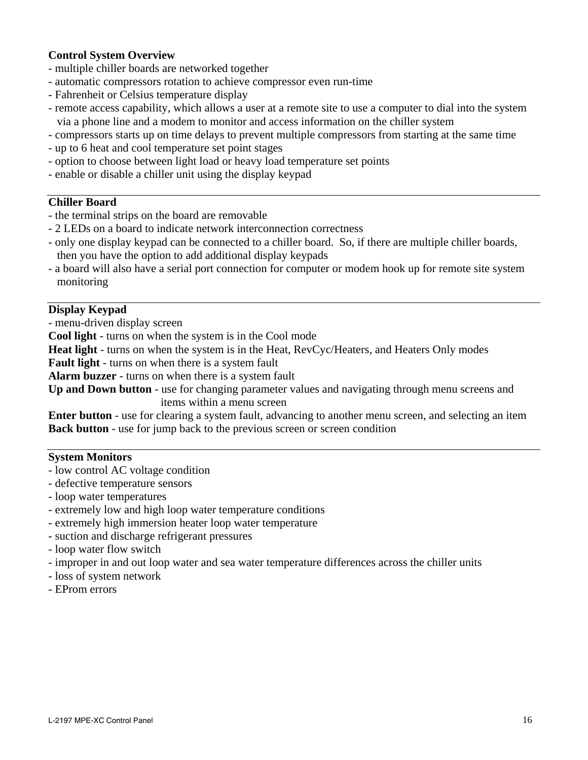## Control System Overview

- multiple chiller boards are networked together
- automatic compressors rotation to achieve compressor even run-time
- Fahrenheit or Celsius temperature display
- remote access capability, which allows a user at a remote site to use a computer to dial into the system via a phone line and a modem to monitor and access information on the chiller system
- compressors starts up on time delays to prevent multiple compressors from starting at the same time
- up to 6 heat and cool temperature set point stages
- option to choose between light load or heavy load temperature set points
- enable or disable a chiller unit using the display keypad

---

## Chiller Board

- the terminal strips on the board are removable
- 2 LEDs on a board to indicate network interconnection correctness
- only one display keypad can be connected to a chiller board. So, if there are multiple chiller boards, then you have the option to add additional display keypads
- a board will also have a serial port connection for computer or modem hook up for remote site system monitoring

---

## Display Keypad

- menu-driven display screen

**Cool light** - turns on when the system is in the Cool mode

**Heat light** - turns on when the system is in the Heat, RevCyc/Heaters, and Heaters Only modes

**Fault light** - turns on when there is a system fault

**Alarm buzzer** - turns on when there is a system fault

**Up and Down button** - use for changing parameter values and navigating through menu screens and items within a menu screen

**Enter button** - use for clearing a system fault, advancing to another menu screen, and selecting an item

**Back button** - use for jump back to the previous screen or screen condition

---

## System Monitors

- low control AC voltage condition
- defective temperature sensors
- loop water temperatures
- extremely low and high loop water temperature conditions
- extremely high immersion heater loop water temperature
- suction and discharge refrigerant pressures
- loop water flow switch
- improper in and out loop water and sea water temperature differences across the chiller units
- loss of system network
- EProm errors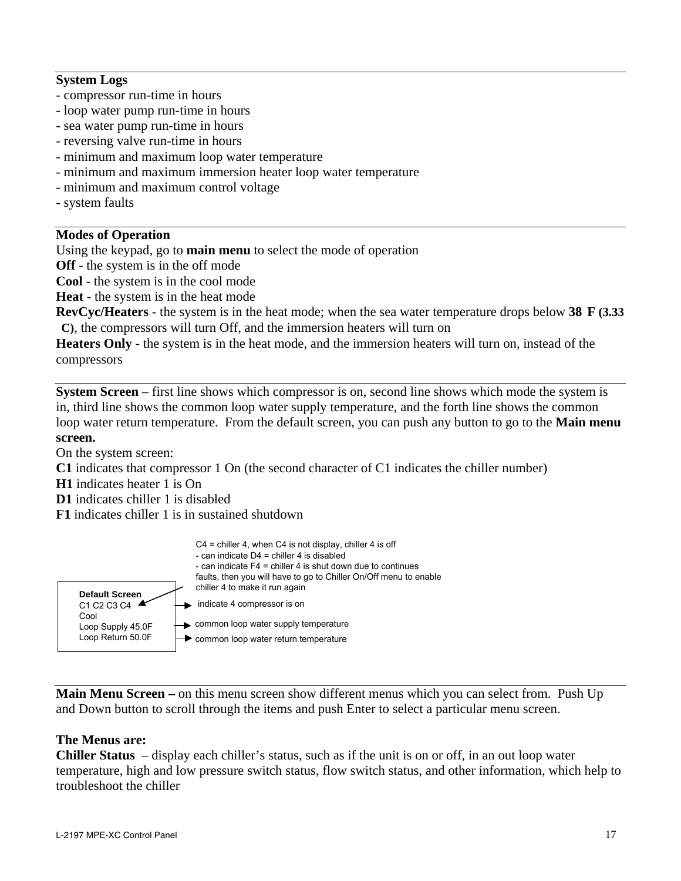**System Logs**

- compressor run-time in hours
- loop water pump run-time in hours
- sea water pump run-time in hours
- reversing valve run-time in hours
- minimum and maximum loop water temperature
- minimum and maximum immersion heater loop water temperature
- minimum and maximum control voltage
- system faults

**Modes of Operation**

Using the keypad, go to **main menu** to select the mode of operation

**Off** - the system is in the off mode

**Cool** - the system is in the cool mode

**Heat** - the system is in the heat mode

**RevCyc/Heaters** - the system is in the heat mode; when the sea water temperature drops below **38 F (3.33 C)**, the compressors will turn Off, and the immersion heaters will turn on

**Heaters Only** - the system is in the heat mode, and the immersion heaters will turn on, instead of the compressors

**System Screen** – first line shows which compressor is on, second line shows which mode the system is in, third line shows the common loop water supply temperature, and the forth line shows the common loop water return temperature. From the default screen, you can push any button to go to the **Main menu screen.**

On the system screen:

**C1** indicates that compressor 1 On (the second character of C1 indicates the chiller number)

**H1** indicates heater 1 is On

**D1** indicates chiller 1 is disabled

**F1** indicates chiller 1 is in sustained shutdown

```
Default Screen
C1 C2 C3 C4        -> indicate 4 compressor is on
Cool
Loop Supply 45.0F  -> common loop water supply temperature
Loop Return 50.0F  -> common loop water return temperature
```

C4 = chiller 4, when C4 is not display, chiller 4 is off
- can indicate D4 = chiller 4 is disabled
- can indicate F4 = chiller 4 is shut down due to continues faults, then you will have to go to Chiller On/Off menu to enable chiller 4 to make it run again

**Main Menu Screen –** on this menu screen show different menus which you can select from. Push Up and Down button to scroll through the items and push Enter to select a particular menu screen.

**The Menus are:**

**Chiller Status** – display each chiller's status, such as if the unit is on or off, in an out loop water temperature, high and low pressure switch status, flow switch status, and other information, which help to troubleshoot the chiller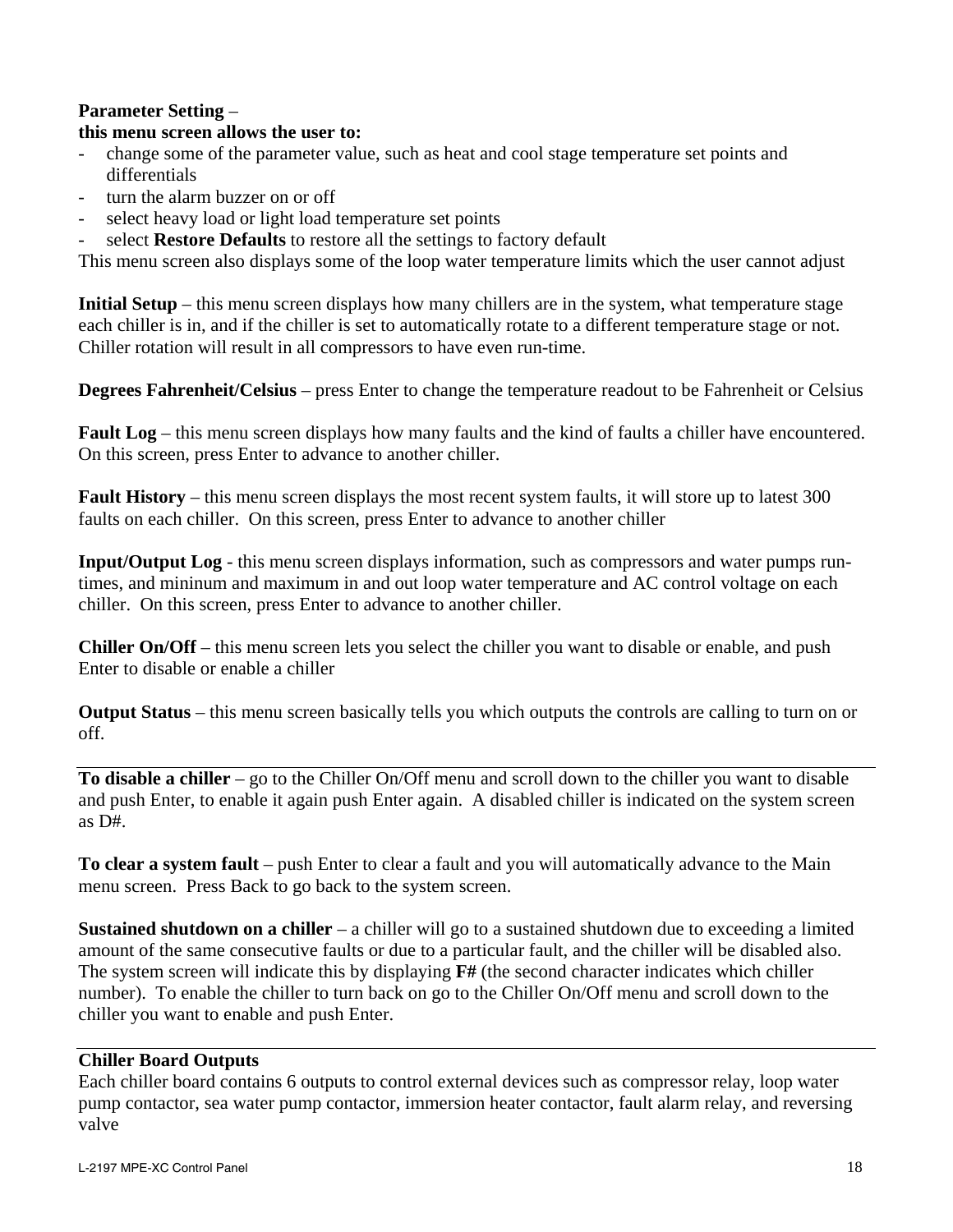**Parameter Setting** –
**this menu screen allows the user to:**

- change some of the parameter value, such as heat and cool stage temperature set points and differentials
- turn the alarm buzzer on or off
- select heavy load or light load temperature set points
- select **Restore Defaults** to restore all the settings to factory default

This menu screen also displays some of the loop water temperature limits which the user cannot adjust

**Initial Setup** – this menu screen displays how many chillers are in the system, what temperature stage each chiller is in, and if the chiller is set to automatically rotate to a different temperature stage or not. Chiller rotation will result in all compressors to have even run-time.

**Degrees Fahrenheit/Celsius** – press Enter to change the temperature readout to be Fahrenheit or Celsius

**Fault Log** – this menu screen displays how many faults and the kind of faults a chiller have encountered. On this screen, press Enter to advance to another chiller.

**Fault History** – this menu screen displays the most recent system faults, it will store up to latest 300 faults on each chiller. On this screen, press Enter to advance to another chiller

**Input/Output Log** - this menu screen displays information, such as compressors and water pumps run-times, and mininum and maximum in and out loop water temperature and AC control voltage on each chiller. On this screen, press Enter to advance to another chiller.

**Chiller On/Off** – this menu screen lets you select the chiller you want to disable or enable, and push Enter to disable or enable a chiller

**Output Status** – this menu screen basically tells you which outputs the controls are calling to turn on or off.

---

**To disable a chiller** – go to the Chiller On/Off menu and scroll down to the chiller you want to disable and push Enter, to enable it again push Enter again. A disabled chiller is indicated on the system screen as D#.

**To clear a system fault** – push Enter to clear a fault and you will automatically advance to the Main menu screen. Press Back to go back to the system screen.

**Sustained shutdown on a chiller** – a chiller will go to a sustained shutdown due to exceeding a limited amount of the same consecutive faults or due to a particular fault, and the chiller will be disabled also. The system screen will indicate this by displaying **F#** (the second character indicates which chiller number). To enable the chiller to turn back on go to the Chiller On/Off menu and scroll down to the chiller you want to enable and push Enter.

---

**Chiller Board Outputs**

Each chiller board contains 6 outputs to control external devices such as compressor relay, loop water pump contactor, sea water pump contactor, immersion heater contactor, fault alarm relay, and reversing valve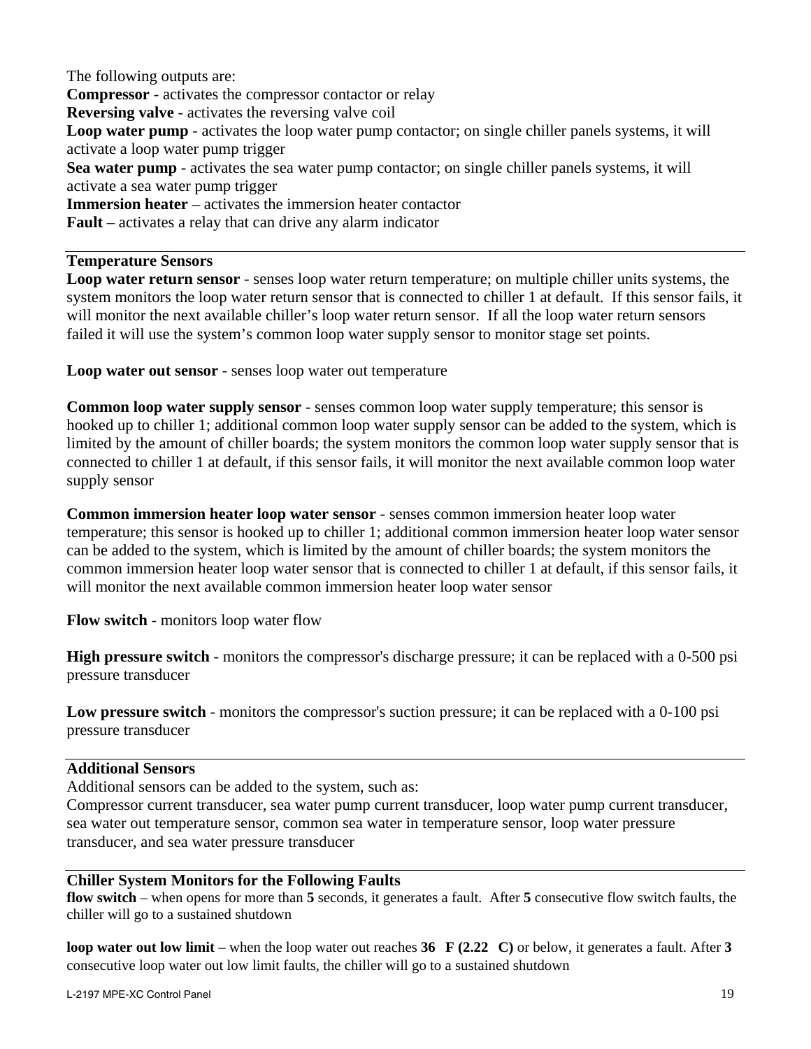The following outputs are:
**Compressor** - activates the compressor contactor or relay
**Reversing valve** - activates the reversing valve coil
**Loop water pump** - activates the loop water pump contactor; on single chiller panels systems, it will activate a loop water pump trigger
**Sea water pump** - activates the sea water pump contactor; on single chiller panels systems, it will activate a sea water pump trigger
**Immersion heater** – activates the immersion heater contactor
**Fault** – activates a relay that can drive any alarm indicator

---

### Temperature Sensors

**Loop water return sensor** - senses loop water return temperature; on multiple chiller units systems, the system monitors the loop water return sensor that is connected to chiller 1 at default. If this sensor fails, it will monitor the next available chiller's loop water return sensor. If all the loop water return sensors failed it will use the system's common loop water supply sensor to monitor stage set points.

**Loop water out sensor** - senses loop water out temperature

**Common loop water supply sensor** - senses common loop water supply temperature; this sensor is hooked up to chiller 1; additional common loop water supply sensor can be added to the system, which is limited by the amount of chiller boards; the system monitors the common loop water supply sensor that is connected to chiller 1 at default, if this sensor fails, it will monitor the next available common loop water supply sensor

**Common immersion heater loop water sensor** - senses common immersion heater loop water temperature; this sensor is hooked up to chiller 1; additional common immersion heater loop water sensor can be added to the system, which is limited by the amount of chiller boards; the system monitors the common immersion heater loop water sensor that is connected to chiller 1 at default, if this sensor fails, it will monitor the next available common immersion heater loop water sensor

**Flow switch** - monitors loop water flow

**High pressure switch** - monitors the compressor's discharge pressure; it can be replaced with a 0-500 psi pressure transducer

**Low pressure switch** - monitors the compressor's suction pressure; it can be replaced with a 0-100 psi pressure transducer

---

### Additional Sensors

Additional sensors can be added to the system, such as:
Compressor current transducer, sea water pump current transducer, loop water pump current transducer, sea water out temperature sensor, common sea water in temperature sensor, loop water pressure transducer, and sea water pressure transducer

---

### Chiller System Monitors for the Following Faults

**flow switch** – when opens for more than **5** seconds, it generates a fault. After **5** consecutive flow switch faults, the chiller will go to a sustained shutdown

**loop water out low limit** – when the loop water out reaches **36 F (2.22 C)** or below, it generates a fault. After **3** consecutive loop water out low limit faults, the chiller will go to a sustained shutdown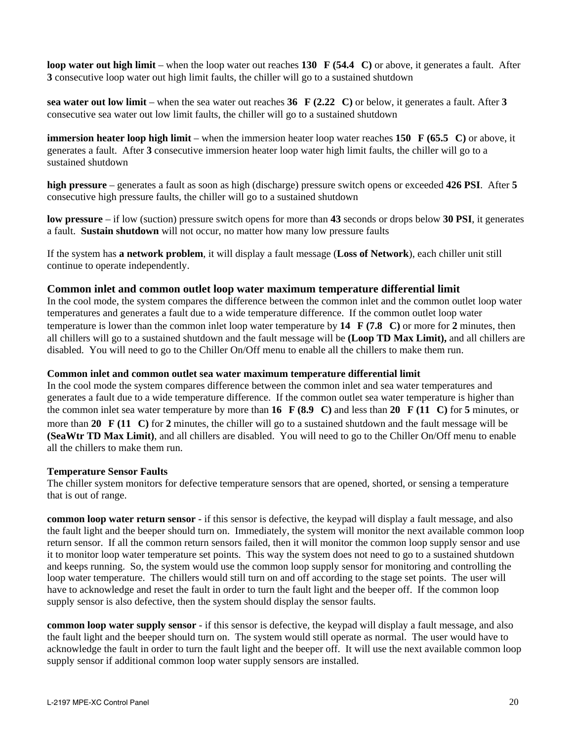**loop water out high limit** – when the loop water out reaches **130 °F (54.4 °C)** or above, it generates a fault. After **3** consecutive loop water out high limit faults, the chiller will go to a sustained shutdown

**sea water out low limit** – when the sea water out reaches **36 °F (2.22 °C)** or below, it generates a fault. After **3** consecutive sea water out low limit faults, the chiller will go to a sustained shutdown

**immersion heater loop high limit** – when the immersion heater loop water reaches **150 °F (65.5 °C)** or above, it generates a fault. After **3** consecutive immersion heater loop water high limit faults, the chiller will go to a sustained shutdown

**high pressure** – generates a fault as soon as high (discharge) pressure switch opens or exceeded **426 PSI**. After **5** consecutive high pressure faults, the chiller will go to a sustained shutdown

**low pressure** – if low (suction) pressure switch opens for more than **43** seconds or drops below **30 PSI**, it generates a fault. **Sustain shutdown** will not occur, no matter how many low pressure faults

If the system has **a network problem**, it will display a fault message (**Loss of Network**), each chiller unit still continue to operate independently.

### Common inlet and common outlet loop water maximum temperature differential limit

In the cool mode, the system compares the difference between the common inlet and the common outlet loop water temperatures and generates a fault due to a wide temperature difference. If the common outlet loop water temperature is lower than the common inlet loop water temperature by **14 °F (7.8 °C)** or more for **2** minutes, then all chillers will go to a sustained shutdown and the fault message will be **(Loop TD Max Limit),** and all chillers are disabled. You will need to go to the Chiller On/Off menu to enable all the chillers to make them run.

#### Common inlet and common outlet sea water maximum temperature differential limit

In the cool mode the system compares difference between the common inlet and sea water temperatures and generates a fault due to a wide temperature difference. If the common outlet sea water temperature is higher than the common inlet sea water temperature by more than **16 °F (8.9 °C)** and less than **20 °F (11 °C)** for **5** minutes, or more than **20 °F (11 °C)** for **2** minutes, the chiller will go to a sustained shutdown and the fault message will be **(SeaWtr TD Max Limit)**, and all chillers are disabled. You will need to go to the Chiller On/Off menu to enable all the chillers to make them run.

#### Temperature Sensor Faults

The chiller system monitors for defective temperature sensors that are opened, shorted, or sensing a temperature that is out of range.

**common loop water return sensor** - if this sensor is defective, the keypad will display a fault message, and also the fault light and the beeper should turn on. Immediately, the system will monitor the next available common loop return sensor. If all the common return sensors failed, then it will monitor the common loop supply sensor and use it to monitor loop water temperature set points. This way the system does not need to go to a sustained shutdown and keeps running. So, the system would use the common loop supply sensor for monitoring and controlling the loop water temperature. The chillers would still turn on and off according to the stage set points. The user will have to acknowledge and reset the fault in order to turn the fault light and the beeper off. If the common loop supply sensor is also defective, then the system should display the sensor faults.

**common loop water supply sensor** - if this sensor is defective, the keypad will display a fault message, and also the fault light and the beeper should turn on. The system would still operate as normal. The user would have to acknowledge the fault in order to turn the fault light and the beeper off. It will use the next available common loop supply sensor if additional common loop water supply sensors are installed.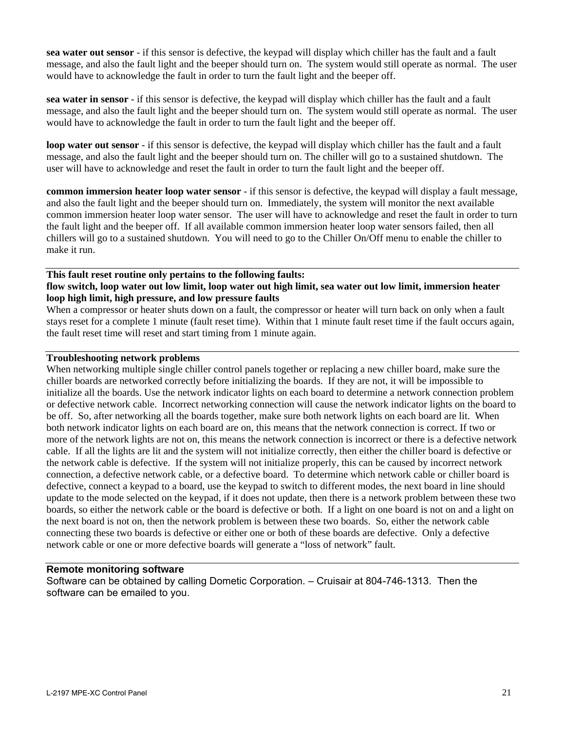**sea water out sensor** - if this sensor is defective, the keypad will display which chiller has the fault and a fault message, and also the fault light and the beeper should turn on. The system would still operate as normal. The user would have to acknowledge the fault in order to turn the fault light and the beeper off.

**sea water in sensor** - if this sensor is defective, the keypad will display which chiller has the fault and a fault message, and also the fault light and the beeper should turn on. The system would still operate as normal. The user would have to acknowledge the fault in order to turn the fault light and the beeper off.

**loop water out sensor** - if this sensor is defective, the keypad will display which chiller has the fault and a fault message, and also the fault light and the beeper should turn on. The chiller will go to a sustained shutdown. The user will have to acknowledge and reset the fault in order to turn the fault light and the beeper off.

**common immersion heater loop water sensor** - if this sensor is defective, the keypad will display a fault message, and also the fault light and the beeper should turn on. Immediately, the system will monitor the next available common immersion heater loop water sensor. The user will have to acknowledge and reset the fault in order to turn the fault light and the beeper off. If all available common immersion heater loop water sensors failed, then all chillers will go to a sustained shutdown. You will need to go to the Chiller On/Off menu to enable the chiller to make it run.

---

**This fault reset routine only pertains to the following faults:**
**flow switch, loop water out low limit, loop water out high limit, sea water out low limit, immersion heater loop high limit, high pressure, and low pressure faults**

When a compressor or heater shuts down on a fault, the compressor or heater will turn back on only when a fault stays reset for a complete 1 minute (fault reset time). Within that 1 minute fault reset time if the fault occurs again, the fault reset time will reset and start timing from 1 minute again.

---

**Troubleshooting network problems**

When networking multiple single chiller control panels together or replacing a new chiller board, make sure the chiller boards are networked correctly before initializing the boards. If they are not, it will be impossible to initialize all the boards. Use the network indicator lights on each board to determine a network connection problem or defective network cable. Incorrect networking connection will cause the network indicator lights on the board to be off. So, after networking all the boards together, make sure both network lights on each board are lit. When both network indicator lights on each board are on, this means that the network connection is correct. If two or more of the network lights are not on, this means the network connection is incorrect or there is a defective network cable. If all the lights are lit and the system will not initialize correctly, then either the chiller board is defective or the network cable is defective. If the system will not initialize properly, this can be caused by incorrect network connection, a defective network cable, or a defective board. To determine which network cable or chiller board is defective, connect a keypad to a board, use the keypad to switch to different modes, the next board in line should update to the mode selected on the keypad, if it does not update, then there is a network problem between these two boards, so either the network cable or the board is defective or both. If a light on one board is not on and a light on the next board is not on, then the network problem is between these two boards. So, either the network cable connecting these two boards is defective or either one or both of these boards are defective. Only a defective network cable or one or more defective boards will generate a "loss of network" fault.

---

**Remote monitoring software**

Software can be obtained by calling Dometic Corporation. – Cruisair at 804-746-1313. Then the software can be emailed to you.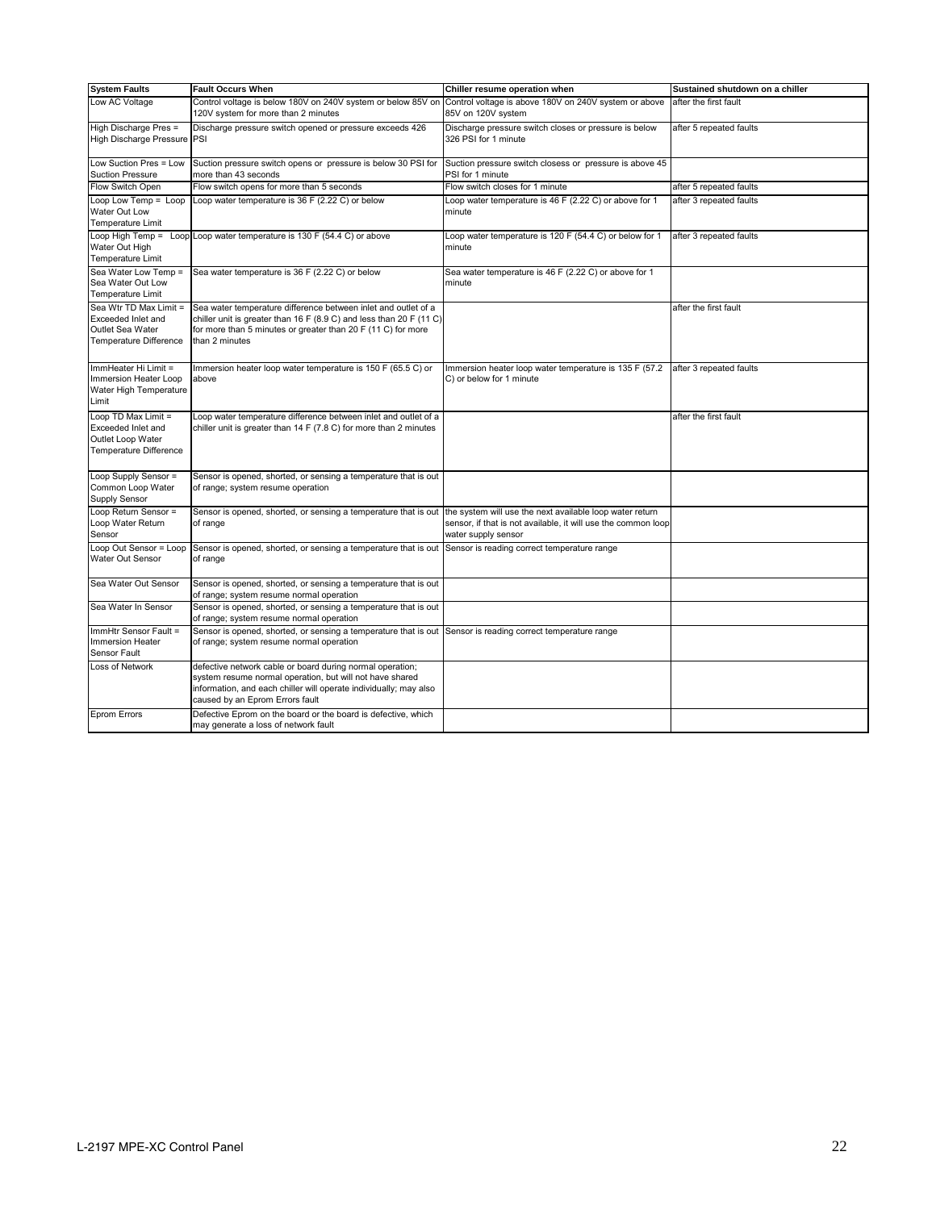| System Faults | Fault Occurs When | Chiller resume operation when | Sustained shutdown on a chiller |
|---|---|---|---|
| Low AC Voltage | Control voltage is below 180V on 240V system or below 85V on 120V system for more than 2 minutes | Control voltage is above 180V on 240V system or above 85V on 120V system | after the first fault |
| High Discharge Pres = High Discharge Pressure | Discharge pressure switch opened or pressure exceeds 426 PSI | Discharge pressure switch closes or pressure is below 326 PSI for 1 minute | after 5 repeated faults |
| Low Suction Pres = Low Suction Pressure | Suction pressure switch opens or pressure is below 30 PSI for more than 43 seconds | Suction pressure switch closess or pressure is above 45 PSI for 1 minute | |
| Flow Switch Open | Flow switch opens for more than 5 seconds | Flow switch closes for 1 minute | after 5 repeated faults |
| Loop Low Temp = Loop Water Out Low Temperature Limit | Loop water temperature is 36 F (2.22 C) or below | Loop water temperature is 46 F (2.22 C) or above for 1 minute | after 3 repeated faults |
| Loop High Temp = Loop Water Out High Temperature Limit | Loop water temperature is 130 F (54.4 C) or above | Loop water temperature is 120 F (54.4 C) or below for 1 minute | after 3 repeated faults |
| Sea Water Low Temp = Sea Water Out Low Temperature Limit | Sea water temperature is 36 F (2.22 C) or below | Sea water temperature is 46 F (2.22 C) or above for 1 minute | |
| Sea Wtr TD Max Limit = Exceeded Inlet and Outlet Sea Water Temperature Difference | Sea water temperature difference between inlet and outlet of a chiller unit is greater than 16 F (8.9 C) and less than 20 F (11 C) for more than 5 minutes or greater than 20 F (11 C) for more than 2 minutes | | after the first fault |
| ImmHeater Hi Limit = Immersion Heater Loop Water High Temperature Limit | Immersion heater loop water temperature is 150 F (65.5 C) or above | Immersion heater loop water temperature is 135 F (57.2 C) or below for 1 minute | after 3 repeated faults |
| Loop TD Max Limit = Exceeded Inlet and Outlet Loop Water Temperature Difference | Loop water temperature difference between inlet and outlet of a chiller unit is greater than 14 F (7.8 C) for more than 2 minutes | | after the first fault |
| Loop Supply Sensor = Common Loop Water Supply Sensor | Sensor is opened, shorted, or sensing a temperature that is out of range; system resume operation | | |
| Loop Return Sensor = Loop Water Return Sensor | Sensor is opened, shorted, or sensing a temperature that is out of range | the system will use the next available loop water return sensor, if that is not available, it will use the common loop water supply sensor | |
| Loop Out Sensor = Loop Water Out Sensor | Sensor is opened, shorted, or sensing a temperature that is out of range | Sensor is reading correct temperature range | |
| Sea Water Out Sensor | Sensor is opened, shorted, or sensing a temperature that is out of range; system resume normal operation | | |
| Sea Water In Sensor | Sensor is opened, shorted, or sensing a temperature that is out of range; system resume normal operation | | |
| ImmHtr Sensor Fault = Immersion Heater Sensor Fault | Sensor is opened, shorted, or sensing a temperature that is out of range; system resume normal operation | Sensor is reading correct temperature range | |
| Loss of Network | defective network cable or board during normal operation; system resume normal operation, but will not have shared information, and each chiller will operate individually; may also caused by an Eprom Errors fault | | |
| Eprom Errors | Defective Eprom on the board or the board is defective, which may generate a loss of network fault | | |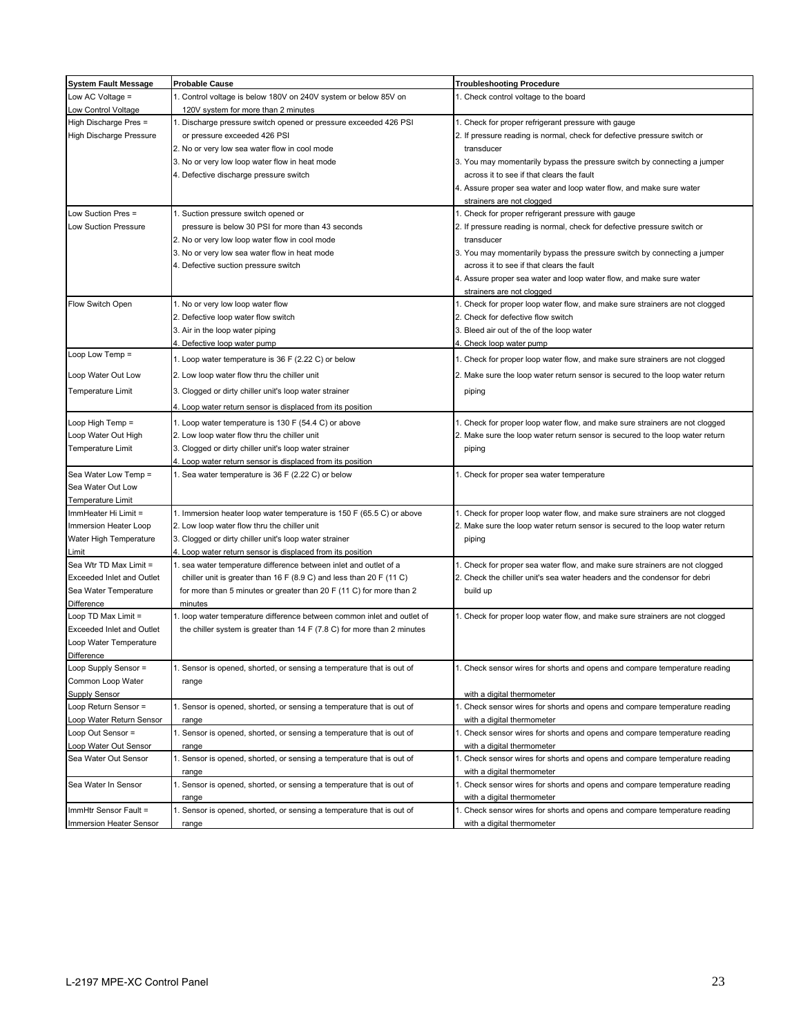| System Fault Message | Probable Cause | Troubleshooting Procedure |
|---|---|---|
| Low AC Voltage = Low Control Voltage | 1. Control voltage is below 180V on 240V system or below 85V on 120V system for more than 2 minutes | 1. Check control voltage to the board |
| High Discharge Pres = High Discharge Pressure | 1. Discharge pressure switch opened or pressure exceeded 426 PSI or pressure exceeded 426 PSI<br>2. No or very low sea water flow in cool mode<br>3. No or very low loop water flow in heat mode<br>4. Defective discharge pressure switch | 1. Check for proper refrigerant pressure with gauge<br>2. If pressure reading is normal, check for defective pressure switch or transducer<br>3. You may momentarily bypass the pressure switch by connecting a jumper across it to see if that clears the fault<br>4. Assure proper sea water and loop water flow, and make sure water strainers are not clogged |
| Low Suction Pres = Low Suction Pressure | 1. Suction pressure switch opened or pressure is below 30 PSI for more than 43 seconds<br>2. No or very low loop water flow in cool mode<br>3. No or very low sea water flow in heat mode<br>4. Defective suction pressure switch | 1. Check for proper refrigerant pressure with gauge<br>2. If pressure reading is normal, check for defective pressure switch or transducer<br>3. You may momentarily bypass the pressure switch by connecting a jumper across it to see if that clears the fault<br>4. Assure proper sea water and loop water flow, and make sure water strainers are not clogged |
| Flow Switch Open | 1. No or very low loop water flow<br>2. Defective loop water flow switch<br>3. Air in the loop water piping<br>4. Defective loop water pump | 1. Check for proper loop water flow, and make sure strainers are not clogged<br>2. Check for defective flow switch<br>3. Bleed air out of the of the loop water<br>4. Check loop water pump |
| Loop Low Temp = Loop Water Out Low Temperature Limit | 1. Loop water temperature is 36 F (2.22 C) or below<br>2. Low loop water flow thru the chiller unit<br>3. Clogged or dirty chiller unit's loop water strainer<br>4. Loop water return sensor is displaced from its position | 1. Check for proper loop water flow, and make sure strainers are not clogged<br>2. Make sure the loop water return sensor is secured to the loop water return piping |
| Loop High Temp = Loop Water Out High Temperature Limit | 1. Loop water temperature is 130 F (54.4 C) or above<br>2. Low loop water flow thru the chiller unit<br>3. Clogged or dirty chiller unit's loop water strainer<br>4. Loop water return sensor is displaced from its position | 1. Check for proper loop water flow, and make sure strainers are not clogged<br>2. Make sure the loop water return sensor is secured to the loop water return piping |
| Sea Water Low Temp = Sea Water Out Low Temperature Limit | 1. Sea water temperature is 36 F (2.22 C) or below | 1. Check for proper sea water temperature |
| ImmHeater Hi Limit = Immersion Heater Loop Water High Temperature Limit | 1. Immersion heater loop water temperature is 150 F (65.5 C) or above<br>2. Low loop water flow thru the chiller unit<br>3. Clogged or dirty chiller unit's loop water strainer<br>4. Loop water return sensor is displaced from its position | 1. Check for proper loop water flow, and make sure strainers are not clogged<br>2. Make sure the loop water return sensor is secured to the loop water return piping |
| Sea Wtr TD Max Limit = Exceeded Inlet and Outlet Sea Water Temperature Difference | 1. sea water temperature difference between inlet and outlet of a chiller unit is greater than 16 F (8.9 C) and less than 20 F (11 C) for more than 5 minutes or greater than 20 F (11 C) for more than 2 minutes | 1. Check for proper sea water flow, and make sure strainers are not clogged<br>2. Check the chiller unit's sea water headers and the condensor for debri build up |
| Loop TD Max Limit = Exceeded Inlet and Outlet Loop Water Temperature Difference | 1. loop water temperature difference between common inlet and outlet of the chiller system is greater than 14 F (7.8 C) for more than 2 minutes | 1. Check for proper loop water flow, and make sure strainers are not clogged |
| Loop Supply Sensor = Common Loop Water Supply Sensor | 1. Sensor is opened, shorted, or sensing a temperature that is out of range | 1. Check sensor wires for shorts and opens and compare temperature reading with a digital thermometer |
| Loop Return Sensor = Loop Water Return Sensor | 1. Sensor is opened, shorted, or sensing a temperature that is out of range | 1. Check sensor wires for shorts and opens and compare temperature reading with a digital thermometer |
| Loop Out Sensor = Loop Water Out Sensor | 1. Sensor is opened, shorted, or sensing a temperature that is out of range | 1. Check sensor wires for shorts and opens and compare temperature reading with a digital thermometer |
| Sea Water Out Sensor | 1. Sensor is opened, shorted, or sensing a temperature that is out of range | 1. Check sensor wires for shorts and opens and compare temperature reading with a digital thermometer |
| Sea Water In Sensor | 1. Sensor is opened, shorted, or sensing a temperature that is out of range | 1. Check sensor wires for shorts and opens and compare temperature reading with a digital thermometer |
| ImmHtr Sensor Fault = Immersion Heater Sensor | 1. Sensor is opened, shorted, or sensing a temperature that is out of range | 1. Check sensor wires for shorts and opens and compare temperature reading with a digital thermometer |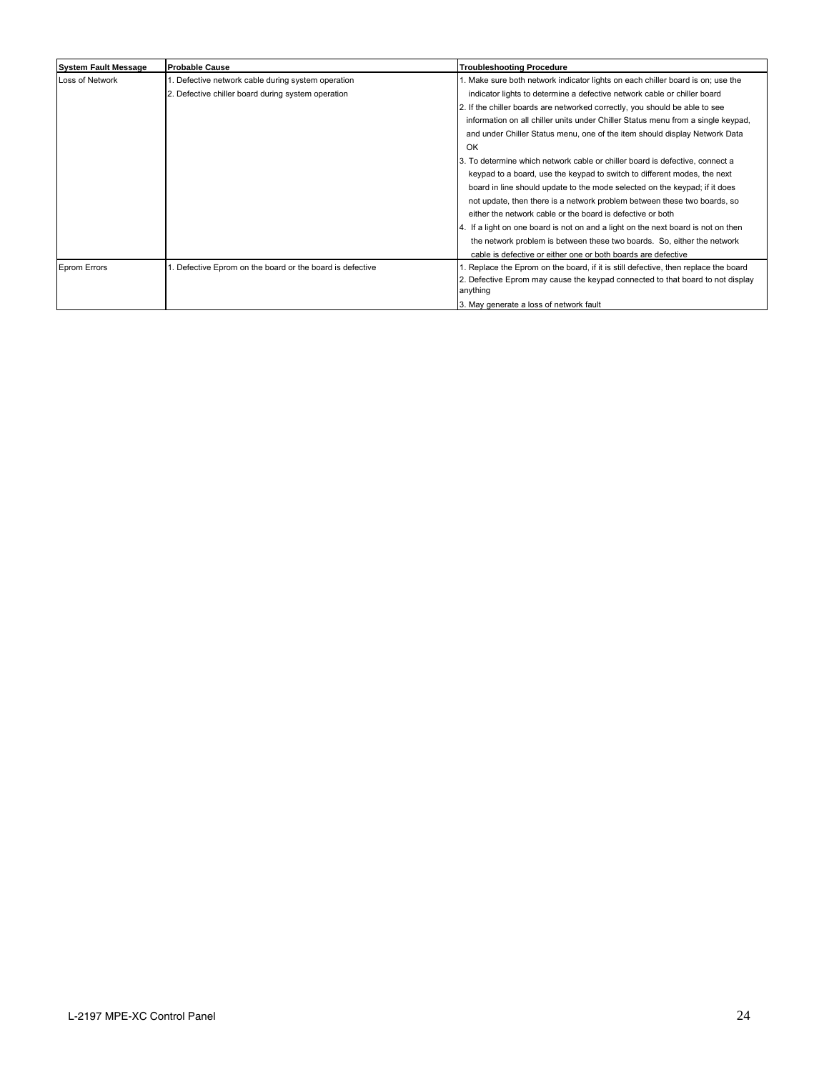| System Fault Message | Probable Cause | Troubleshooting Procedure |
| --- | --- | --- |
| Loss of Network | 1. Defective network cable during system operation<br>2. Defective chiller board during system operation | 1. Make sure both network indicator lights on each chiller board is on; use the indicator lights to determine a defective network cable or chiller board<br>2. If the chiller boards are networked correctly, you should be able to see information on all chiller units under Chiller Status menu from a single keypad, and under Chiller Status menu, one of the item should display Network Data OK<br>3. To determine which network cable or chiller board is defective, connect a keypad to a board, use the keypad to switch to different modes, the next board in line should update to the mode selected on the keypad; if it does not update, then there is a network problem between these two boards, so either the network cable or the board is defective or both<br>4. If a light on one board is not on and a light on the next board is not on then the network problem is between these two boards. So, either the network cable is defective or either one or both boards are defective |
| Eprom Errors | 1. Defective Eprom on the board or the board is defective | 1. Replace the Eprom on the board, if it is still defective, then replace the board<br>2. Defective Eprom may cause the keypad connected to that board to not display anything<br>3. May generate a loss of network fault |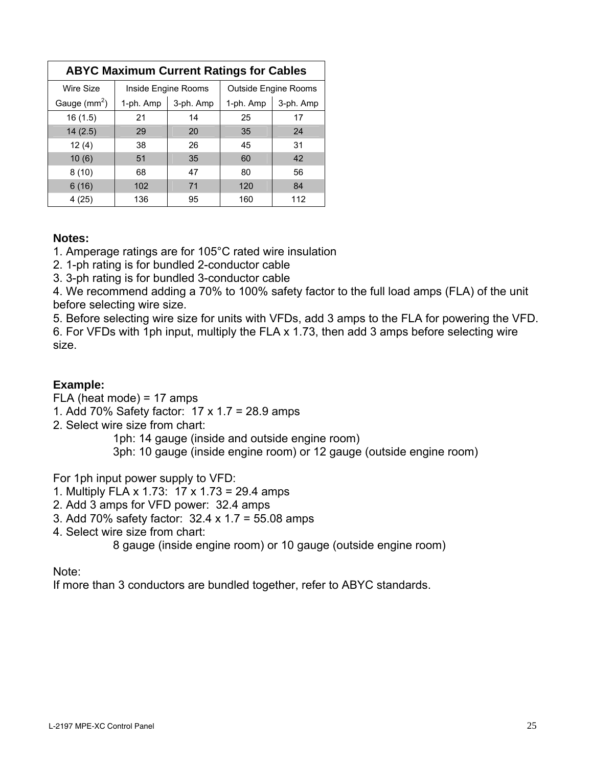| ABYC Maximum Current Ratings for Cables | | | | |
|---|---|---|---|---|
| Wire Size | Inside Engine Rooms | | Outside Engine Rooms | |
| Gauge ($mm^2$) | 1-ph. Amp | 3-ph. Amp | 1-ph. Amp | 3-ph. Amp |
| 16 (1.5) | 21 | 14 | 25 | 17 |
| 14 (2.5) | 29 | 20 | 35 | 24 |
| 12 (4) | 38 | 26 | 45 | 31 |
| 10 (6) | 51 | 35 | 60 | 42 |
| 8 (10) | 68 | 47 | 80 | 56 |
| 6 (16) | 102 | 71 | 120 | 84 |
| 4 (25) | 136 | 95 | 160 | 112 |

**Notes:**

1. Amperage ratings are for 105°C rated wire insulation
2. 1-ph rating is for bundled 2-conductor cable
3. 3-ph rating is for bundled 3-conductor cable
4. We recommend adding a 70% to 100% safety factor to the full load amps (FLA) of the unit before selecting wire size.
5. Before selecting wire size for units with VFDs, add 3 amps to the FLA for powering the VFD.
6. For VFDs with 1ph input, multiply the FLA x 1.73, then add 3 amps before selecting wire size.

**Example:**

FLA (heat mode) = 17 amps

1. Add 70% Safety factor: 17 x 1.7 = 28.9 amps
2. Select wire size from chart:
   - 1ph: 14 gauge (inside and outside engine room)
   - 3ph: 10 gauge (inside engine room) or 12 gauge (outside engine room)

For 1ph input power supply to VFD:

1. Multiply FLA x 1.73: 17 x 1.73 = 29.4 amps
2. Add 3 amps for VFD power: 32.4 amps
3. Add 70% safety factor: 32.4 x 1.7 = 55.08 amps
4. Select wire size from chart:
   - 8 gauge (inside engine room) or 10 gauge (outside engine room)

Note:

If more than 3 conductors are bundled together, refer to ABYC standards.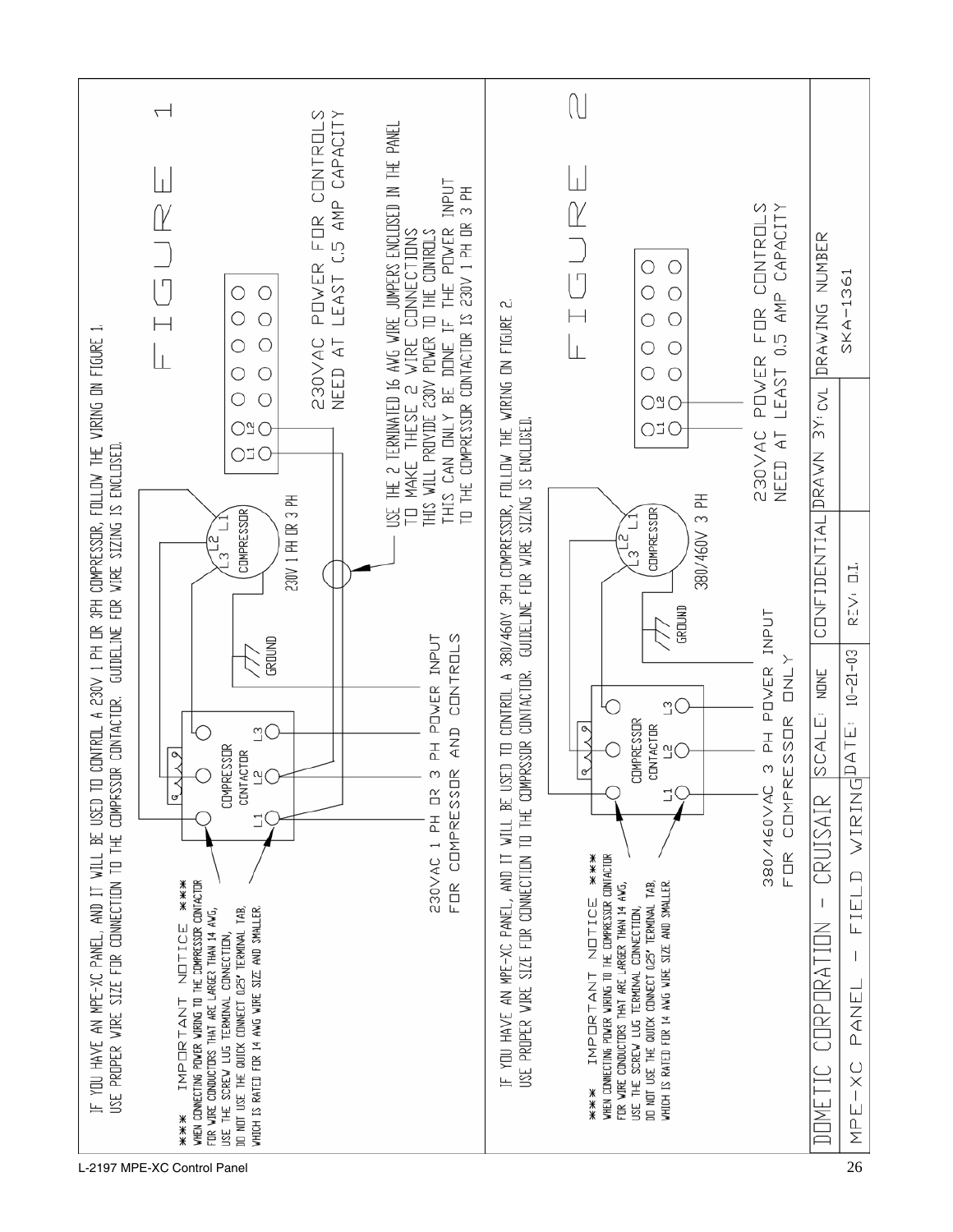# FIGURE 1

IF YOU HAVE AN MPE-XC PANEL, AND IT WILL BE USED TO CONTROL A 230V 1 PH OR 3PH COMPRESSOR, FOLLOW THE WIRING ON FIGURE 1. USE PROPER WIRE SIZE FOR CONNECTION TO THE COMPRSSOR CONTACTOR. GUIDELINE FOR WIRE SIZING IS ENCLOSED.

*** IMPORTANT NOTICE ***
WHEN CONNECTING POWER WIRING TO THE COMPRESSOR CONTACTOR FOR WIRE CONDUCTORS THAT ARE LARGER THAN 14 AWG, USE THE SCREW LUG TERMINAL CONNECTION, DO NOT USE THE QUICK CONNECT 0.25" TERMINAL TAB, WHICH IS RATED FOR 14 AWG WIRE SIZE AND SMALLER.

COMPRESSOR CONTACTOR: L1, L2, L3

GROUND

COMPRESSOR: L1, L2, L3

230V 1 PH OR 3 PH

L1, L2

230VAC 1 PH OR 3 PH POWER INPUT FOR COMPRESSOR AND CONTROLS

USE THE 2 TERMINATED 16 AWG WIRE JUMPERS ENCLOSED IN THE PANEL TO MAKE THESE 2 WIRE CONNECTIONS. THIS WILL PROVIDE 230V POWER TO THE CONTROLS. THIS CAN ONLY BE DONE IF THE POWER INPUT TO THE COMPRESSOR CONTACTOR IS 230V 1 PH OR 3 PH

230VAC POWER FOR CONTROLS NEED AT LEAST 0.5 AMP CAPACITY

# FIGURE 2

IF YOU HAVE AN MPE-XC PANEL, AND IT WILL BE USED TO CONTROL A 380/460V 3PH COMPRESSOR, FOLLOW THE WIRING ON FIGURE 2. USE PROPER WIRE SIZE FOR CONNECTION TO THE COMPRSSOR CONTACTOR. GUIDELINE FOR WIRE SIZING IS ENCLOSED.

*** IMPORTANT NOTICE ***
WHEN CONNECTING POWER WIRING TO THE COMPRESSOR CONTACTOR FOR WIRE CONDUCTORS THAT ARE LARGER THAN 14 AWG, USE THE SCREW LUG TERMINAL CONNECTION, DO NOT USE THE QUICK CONNECT 0.25" TERMINAL TAB, WHICH IS RATED FOR 14 AWG WIRE SIZE AND SMALLER.

COMPRESSOR CONTACTOR: L1, L2, L3

GROUND

COMPRESSOR: L1, L2, L3

380/460V 3 PH

L1, L2

380/460VAC 3 PH POWER INPUT FOR COMPRESSOR ONLY

230VAC POWER FOR CONTROLS NEED AT LEAST 0.5 AMP CAPACITY

| DOMETIC CORPORATION - CRUISAIR | SCALE: NONE | CONFIDENTIAL | DRAWN BY: CVL | DRAWING NUMBER |
|---|---|---|---|---|
| MPE-XC PANEL - FIELD WIRING | DATE: 10-21-03 | REV: 0.1 | | SKA-1361 |

L-2197 MPE-XC Control Panel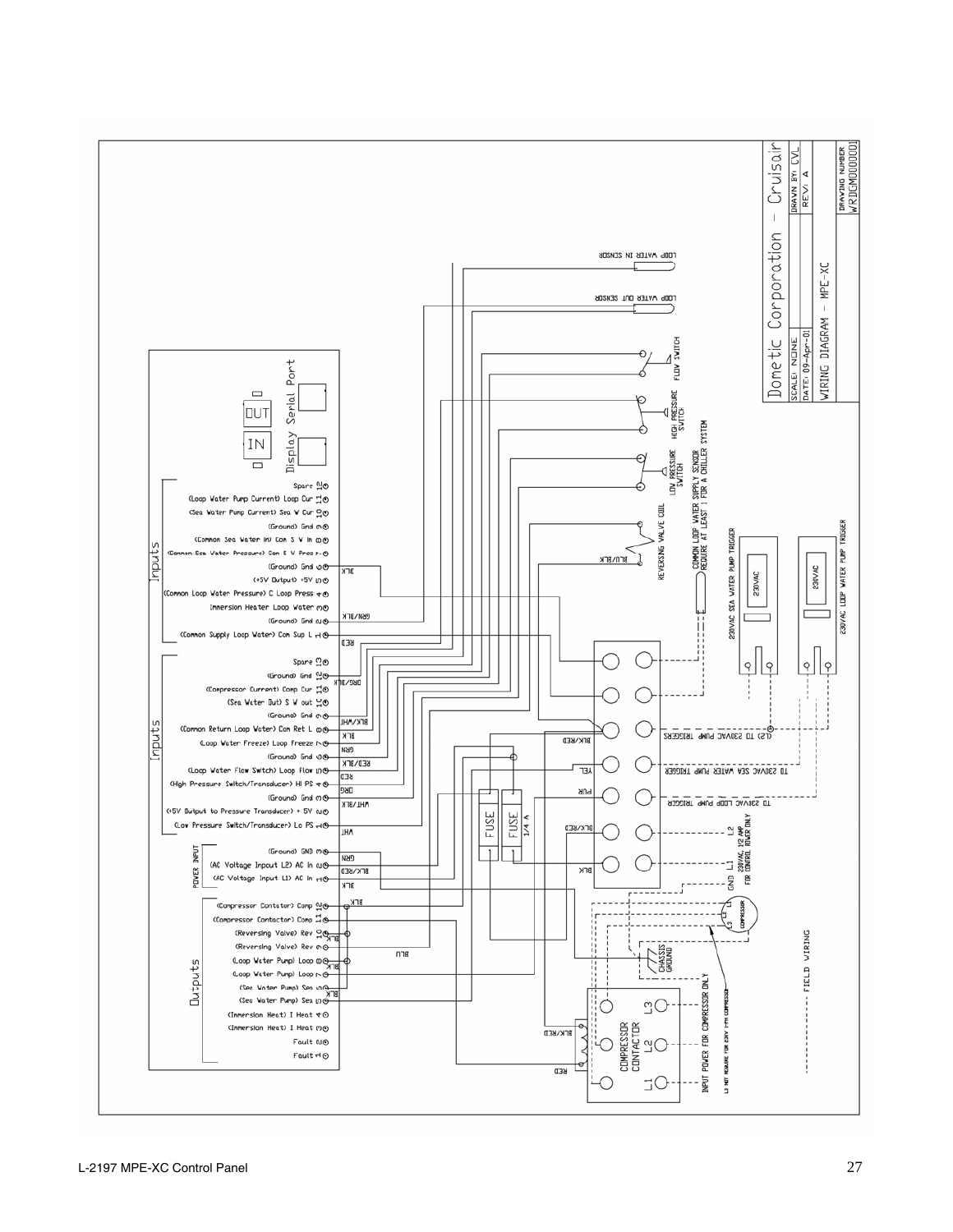**Dometic Corporation – Cruisair**

| SCALE: NONE | DRAWN BY: CVL |
| --- | --- |
| DATE: 09-Apr-01 | REV: A |
| WIRING DIAGRAM – MPE-XC | DRAWING NUMBER WRDGM000001 |

**Display** — IN / OUT

**Serial Port**

**Inputs**

- Spare 12
- (Loop Water Pump Current) Loop Cur 11
- (Sea Water Pump Current) Sea W Cur 10
- (Ground) Gnd 9
- (Common Sea Water In) Com S W In 8
- (Common Sea Water Pressure) Com S W Pres r 7
- (Ground) Gnd 6
- (+5V Output) +5V 5
- (Common Loop Water Pressure) C Loop Press 4
- Immersion Heater Loop Water 3
- (Ground) Gnd 2
- (Common Supply Loop Water) Com Sup L 1

**Inputs**

- Spare 13
- (Ground) Gnd 12
- (Compressor Current) Comp Cur 11
- (Sea Water Out) S W out 10
- (Ground) Gnd 9
- (Common Return Loop Water) Com Ret L 8
- (Loop Water Freeze) Loop Freeze 7
- (Ground) Gnd 6
- (Loop Water Flow Switch) Loop Flow 5
- (High Pressure Switch/Transducer) HI PS 4
- (Ground) Gnd 3
- (+5V Output to Pressure Transducer) + 5V 2
- (Low Pressure Switch/Transducer) Lo PS 1

**POWER INPUT**

- (Ground) GND 3
- (AC Voltage Inpout L2) AC In 2
- (AC Voltage Input L1) AC In 1

**Outputs**

- (Compressor Contator) Comp 12
- (Compressor Contactor) Comp 11
- (Reversing Valve) Rev 10
- (Reversing Valve) Rev 9
- (Loop Water Pump) Loop 8
- (Loop Water Pump) Loop 7
- (Sea Water Pump) Sea 6
- (Sea Water Pump) Sea 5
- (Immersion Heat) I Heat 4
- (Immersion Heat) I Heat 3
- Fault 2
- Fault 1

Wire colors: BLK, GRN/BLK, RED, ORG/BLK, BLK/WHT, BLK, GRN, RED/BLK, RED, ORG, WHT/BLK, WHT, GRN, BLK/RED, BLK, BLU, BLK/RED, YEL, PUR, BLU/BLK, RED

LOOP WATER IN SENSOR

LOOP WATER OUT SENSOR

FLOW SWITCH

HIGH PRESSURE SWITCH

LOW PRESSURE SWITCH

REVERSING VALVE COIL

COMMON LOOP WATER SUPPLY SENSOR REQUIRE AT LEAST 1 FOR A CHILLER SYSTEM

230VAC SEA WATER PUMP TRIGGER — 230VAC

230VAC LOOP WATER PUMP TRIGGER — 230VAC

FUSE

FUSE 1/4 A

(L2) TO 230VAC PUMP TRIGGERS

TO 230VAC SEA WATER PUMP TRIGGER

TO 230VAC LOOP PUMP TRIGGER

L2

L1 230VAC, 1/2 AMP FOR CONTROL POWER ONLY

GND

COMPRESSOR — L1, L2, L3

CHASSIS GROUND

COMPRESSOR CONTACTOR — L1, L2, L3

INPUT POWER FOR COMPRESSOR ONLY

L3 NOT REQUIRE FOR 230V 1-PH COMPRESSOR

------------- FIELD WIRING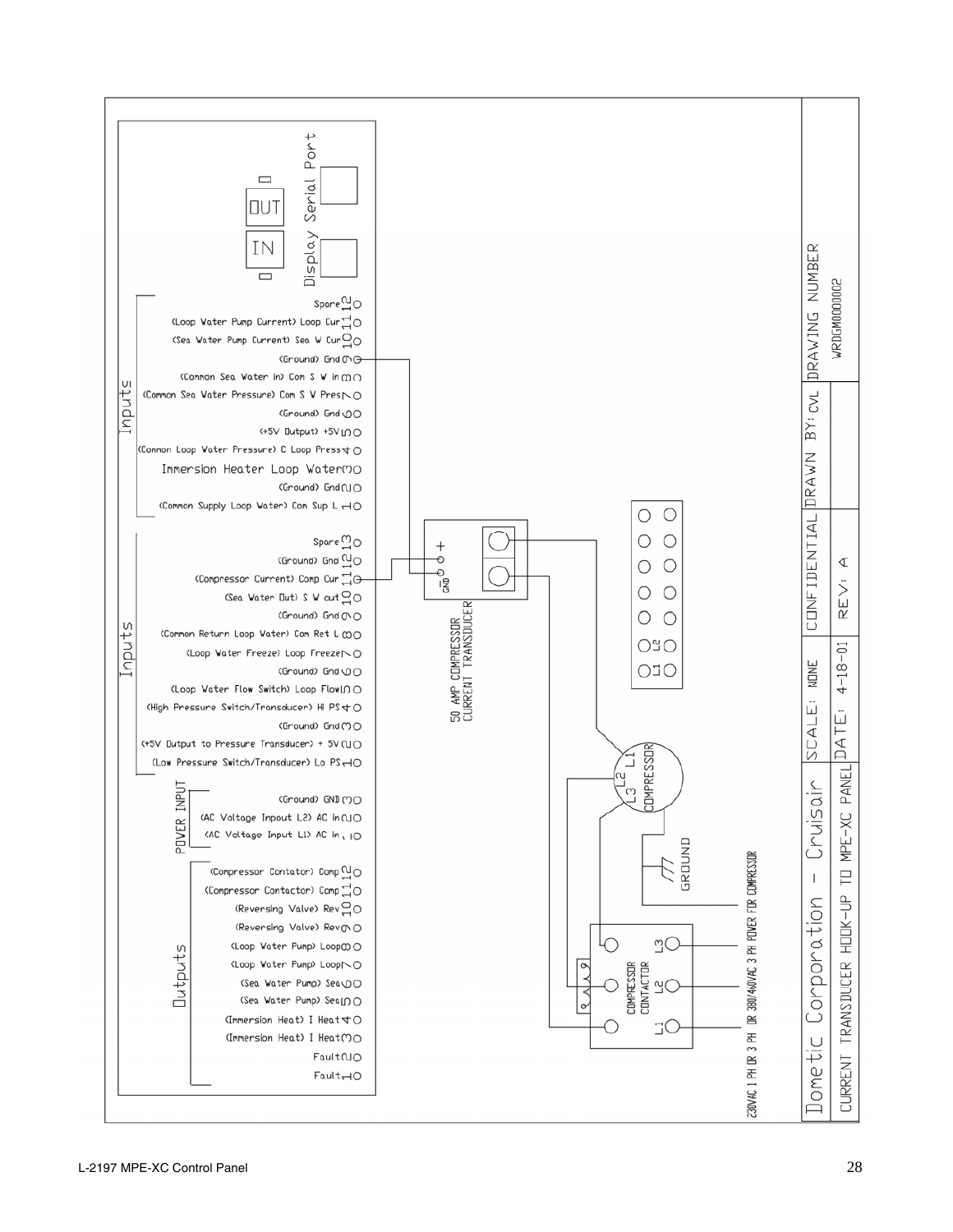Display

Serial Port

IN

OUT

**Inputs**

| Pin | Label |
|---|---|
| 12 | Spare |
| 11 | (Loop Water Pump Current) Loop Cur |
| 10 | (Sea Water Pump Current) Sea W Cur |
| 9 | (Ground) Gnd |
| 8 | (Common Sea Water in) Com S W in |
| 7 | (Common Sea Water Pressure) Com S V Pres |
| 6 | (Ground) Gnd |
| 5 | (+5V Output) +5V |
| 4 | (Common Loop Water Pressure) C Loop Press |
| 3 | Immersion Heater Loop Water |
| 2 | (Ground) Gnd |
| 1 | (Common Supply Loop Water) Com Sup L |

**Inputs**

| Pin | Label |
|---|---|
| 13 | Spare |
| 12 | (Ground) Gnd |
| 11 | (Compressor Current) Comp Cur |
| 10 | (Sea Water Out) S W out |
| 9 | (Ground) Gnd |
| 8 | (Common Return Loop Water) Com Ret L |
| 7 | (Loop Water Freeze) Loop Freeze |
| 6 | (Ground) Gnd |
| 5 | (Loop Water Flow Switch) Loop Flow |
| 4 | (High Pressure Switch/Transducer) Hi PS |
| 3 | (Ground) Gnd |
| 2 | (+5V Output to Pressure Transducer) + 5V |
| 1 | (Low Pressure Switch/Transducer) Lo PS |

**POWER INPUT**

| Pin | Label |
|---|---|
| 3 | (Ground) GND |
| 2 | (AC Voltage Inpout L2) AC in |
| 1 | (AC Voltage Input L1) AC in |

**Outputs**

| Pin | Label |
|---|---|
| 12 | (Compressor Contator) Comp |
| 11 | (Compressor Contactor) Comp |
| 10 | (Reversing Valve) Rev |
| 9 | (Reversing Valve) Rev |
| 8 | (Loop Water Pump) Loop |
| 7 | (Loop Water Pump) Loop |
| 6 | (Sea Water Pump) Sea |
| 5 | (Sea Water Pump) Sea |
| 4 | (Immersion Heat) I Heat |
| 3 | (Immersion Heat) I Heat |
| 2 | Fault |
| 1 | Fault |

50 AMP COMPRESSOR CURRENT TRANSDUCER (GND, +)

L1 L2

COMPRESSOR L1 L2 L3

GROUND

COMPRESSOR CONTACTOR L1 L2 L3

230VAC 1 PH OR 3 PH OR 380/460VAC 3 PH POWER FOR COMPRESSOR

| Dometic Corporation - Cruisair | SCALE: NONE | CONFIDENTIAL | DRAWN BY: CVL | DRAWING NUMBER |
|---|---|---|---|---|
| CURRENT TRANSDUCER HOOK-UP TO MPE-XC PANEL | DATE: 4-18-01 | REV: A | | WRDGM000002 |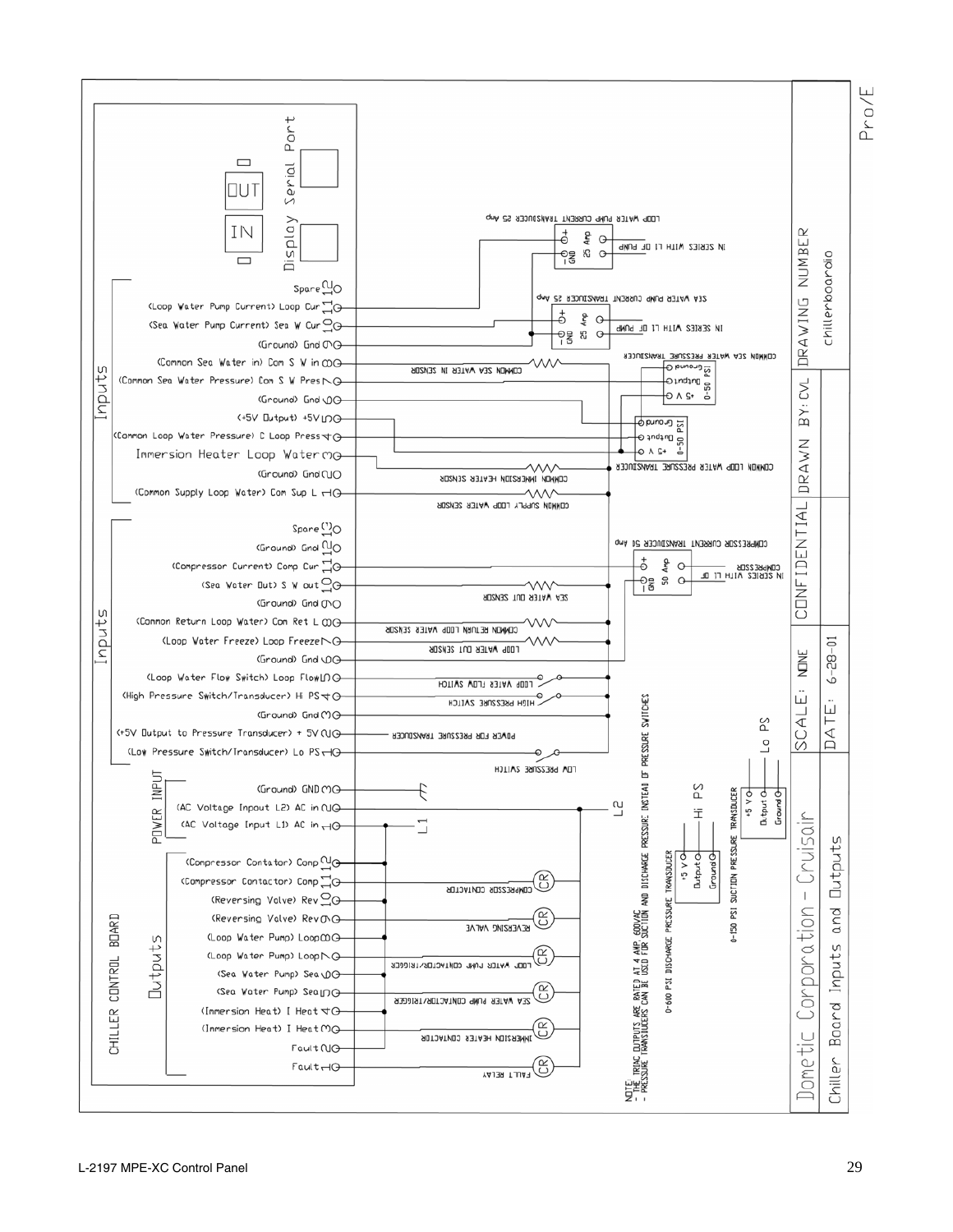# Chiller Board Inputs and Outputs

**Dometic Corporation - Cruisair**

| DRAWING NUMBER | DRAWN BY: CVL | CONFIDENTIAL | SCALE: NONE | DATE: 6-28-01 |
|---|---|---|---|---|
| chillerboardio | | | | |

## CHILLER CONTROL BOARD

Display Serial Port — IN / OUT

### Inputs

- Spare 12
- (Loop Water Pump Current) Loop Cur 11 — LOOP WATER PUMP CURRENT TRANSDUCER 25 Amp (IN SERIES WITH L1 OF PUMP)
- (Sea Water Pump Current) Sea W Cur 10 — SEA WATER PUMP CURRENT TRANSDUCER 25 Amp (IN SERIES WITH L1 OF PUMP)
- (Ground) Gnd 9
- (Common Sea Water in) Com S W in 8 — COMMON SEA WATER IN SENSOR
- (Common Sea Water Pressure) Com S W Pres 7 — COMMON SEA WATER PRESSURE TRANSDUCER (0-50 PSI: +5 V, Output, Ground)
- (Ground) Gnd 6
- (+5V Output) +5V 5
- (Common Loop Water Pressure) C Loop Press 4 — COMMON LOOP WATER PRESSURE TRANSDUCER (0-50 PSI: +5 V, Output, Ground)
- Immersion Heater Loop Water 3 — COMMON IMMERSION HEATER SENSOR
- (Ground) Gnd 2
- (Common Supply Loop Water) Com Sup L 1 — COMMON SUPPLY LOOP WATER SENSOR

### Inputs

- Spare 13
- (Ground) Gnd 12
- (Compressor Current) Comp Cur 11 — COMPRESSOR CURRENT TRANSDUCER 50 Amp (IN SERIES WITH L1 OF COMPRESSOR)
- (Sea Water Out) S W out 10 — SEA WATER OUT SENSOR
- (Ground) Gnd 9
- (Common Return Loop Water) Com Ret L 8 — COMMON RETURN LOOP WATER SENSOR
- (Loop Water Freeze) Loop Freeze 7 — LOOP WATER OUT SENSOR
- (Ground) Gnd 6
- (Loop Water Flow Switch) Loop Flow 5 — LOOP WATER FLOW SWITCH
- (High Pressure Switch/Transducer) Hi PS 4 — HIGH PRESSURE SWITCH
- (Ground) Gnd 3
- (+5V Output to Pressure Transducer) + 5V 2 — POWER FOR PRESSURE TRANSDUCER
- (Low Pressure Switch/Transducer) Lo PS 1 — LOW PRESSURE SWITCH

### POWER INPUT

- (Ground) GND 3
- (AC Voltage Input L2) AC in 2 — L2
- (AC Voltage Input L1) AC in 1 — L1

### Outputs

- (Compressor Contator) Comp 12
- (Compressor Contactor) Comp 11 — COMPRESSOR CONTACTOR (CR)
- (Reversing Valve) Rev 10
- (Reversing Valve) Rev 9 — REVERSING VALVE (CR)
- (Loop Water Pump) Loop 8
- (Loop Water Pump) Loop 7 — LOOP WATER PUMP CONTACTOR/TRIGGER (CR)
- (Sea Water Pump) Sea 6
- (Sea Water Pump) Sea 5 — SEA WATER PUMP CONTACTOR/TRIGGER (CR)
- (Immersion Heat) I Heat 4
- (Immersion Heat) I Heat 3 — IMMERSION HEATER CONTACTOR (CR)
- Fault 2
- Fault 1 — FAULT RELAY (CR)

0-600 PSI DISCHARGE PRESSURE TRANSDUCER (+5 V, Output, Ground) — Hi PS

0-150 PSI SUCTION PRESSURE TRANSDUCER (+5 V, Output, Ground) — Lo PS

NOTE:
- THE TRIAC OUTPUTS ARE RATED AT 4 AMP 600VAC
- PRESSURE TRANSDUCERS CAN BE USED FOR SUCTION AND DISCHARGE PRESSURE INSTEAD OF PRESSURE SWITCHES

Pro/E

L-2197 MPE-XC Control Panel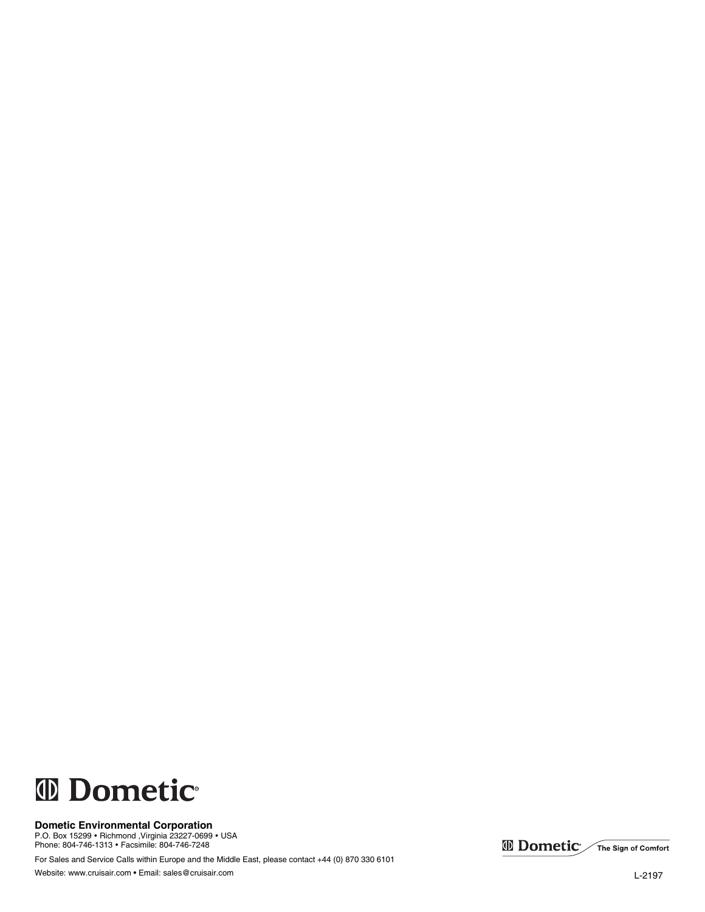Dometic®

**Dometic Environmental Corporation**
P.O. Box 15299 • Richmond ,Virginia 23227-0699 • USA
Phone: 804-746-1313 • Facsimile: 804-746-7248

For Sales and Service Calls within Europe and the Middle East, please contact +44 (0) 870 330 6101

Website: www.cruisair.com • Email: sales@cruisair.com

Dometic® The Sign of Comfort

L-2197